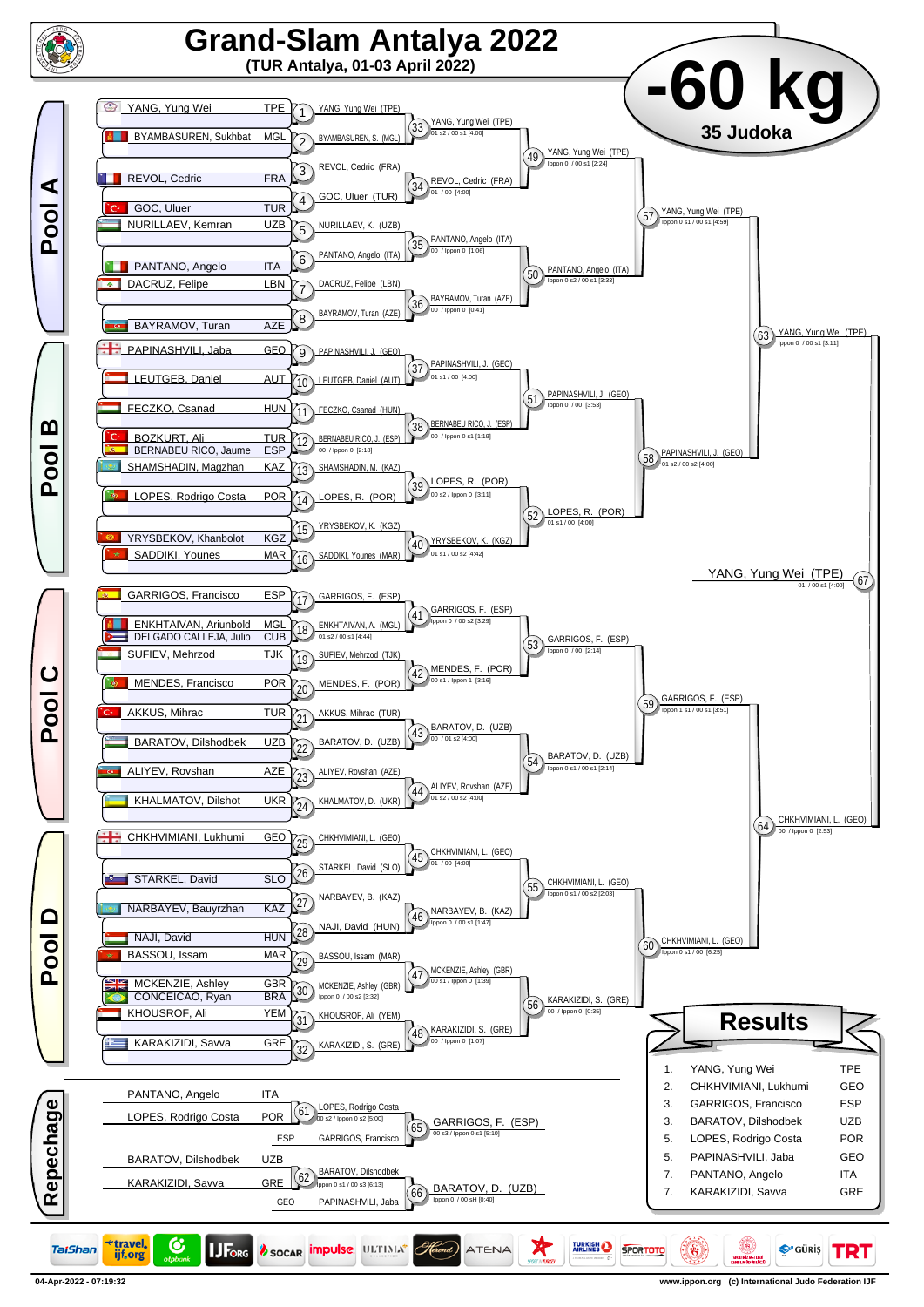# Grand-Slam Antalya 2022

**(TUR Antalya, 01-03 April 2022)**

# -60 kg

**35 Judoka**

## Pool A

| Competitor | Country |
|---|---|
| YANG, Yung Wei | TPE |
| BYAMBASUREN, Sukhbat | MGL |
| REVOL, Cedric | FRA |
| GOC, Uluer | TUR |
| NURILLAEV, Kemran | UZB |
| PANTANO, Angelo | ITA |
| DACRUZ, Felipe | LBN |
| BAYRAMOV, Turan | AZE |

- (1) YANG, Yung Wei (TPE)
- (2) BYAMBASUREN, S. (MGL)
- (3) REVOL, Cedric (FRA)
- (4) GOC, Uluer (TUR)
- (5) NURILLAEV, K. (UZB)
- (6) PANTANO, Angelo (ITA)
- (7) DACRUZ, Felipe (LBN)
- (8) BAYRAMOV, Turan (AZE)
- (33) YANG, Yung Wei (TPE) — 01 s2 / 00 s1 [4:00]
- (34) REVOL, Cedric (FRA) — 01 / 00 [4:00]
- (35) PANTANO, Angelo (ITA) — 00 / Ippon 0 [1:06]
- (36) BAYRAMOV, Turan (AZE) — 00 / Ippon 0 [0:41]
- (49) YANG, Yung Wei (TPE) — Ippon 0 / 00 s1 [2:24]
- (50) PANTANO, Angelo (ITA) — Ippon 0 s2 / 00 s1 [3:33]
- (57) YANG, Yung Wei (TPE) — Ippon 0 s1 / 00 s1 [4:59]

## Pool B

| Competitor | Country |
|---|---|
| PAPINASHVILI, Jaba | GEO |
| LEUTGEB, Daniel | AUT |
| FECZKO, Csanad | HUN |
| BOZKURT, Ali | TUR |
| BERNABEU RICO, Jaume | ESP |
| SHAMSHADIN, Magzhan | KAZ |
| LOPES, Rodrigo Costa | POR |
| YRYSBEKOV, Khanbolot | KGZ |
| SADDIKI, Younes | MAR |

- (9) PAPINASHVILI, J. (GEO)
- (10) LEUTGEB, Daniel (AUT)
- (11) FECZKO, Csanad (HUN)
- (12) BERNABEU RICO, J. (ESP) — 00 / Ippon 0 [2:18]
- (13) SHAMSHADIN, M. (KAZ)
- (14) LOPES, R. (POR)
- (15) YRYSBEKOV, K. (KGZ)
- (16) SADDIKI, Younes (MAR)
- (37) PAPINASHVILI, J. (GEO) — 01 s1 / 00 [4:00]
- (38) BERNABEU RICO, J. (ESP) — 00 / Ippon 0 s1 [1:19]
- (39) LOPES, R. (POR) — 00 s2 / Ippon 0 [3:11]
- (40) YRYSBEKOV, K. (KGZ) — 01 s1 / 00 s2 [4:42]
- (51) PAPINASHVILI, J. (GEO) — Ippon 0 / 00 [3:53]
- (52) LOPES, R. (POR) — 01 s1 / 00 [4:00]
- (58) PAPINASHVILI, J. (GEO) — 01 s2 / 00 s2 [4:00]
- (63) YANG, Yung Wei (TPE) — Ippon 0 / 00 s1 [3:11]

## Pool C

| Competitor | Country |
|---|---|
| GARRIGOS, Francisco | ESP |
| ENKHTAIVAN, Ariunbold | MGL |
| DELGADO CALLEJA, Julio | CUB |
| SUFIEV, Mehrzod | TJK |
| MENDES, Francisco | POR |
| AKKUS, Mihrac | TUR |
| BARATOV, Dilshodbek | UZB |
| ALIYEV, Rovshan | AZE |
| KHALMATOV, Dilshot | UKR |

- (17) GARRIGOS, F. (ESP)
- (18) ENKHTAIVAN, A. (MGL) — 01 s2 / 00 s1 [4:44]
- (19) SUFIEV, Mehrzod (TJK)
- (20) MENDES, F. (POR)
- (21) AKKUS, Mihrac (TUR)
- (22) BARATOV, D. (UZB)
- (23) ALIYEV, Rovshan (AZE)
- (24) KHALMATOV, D. (UKR)
- (41) GARRIGOS, F. (ESP) — Ippon 0 / 00 s2 [3:29]
- (42) MENDES, F. (POR) — 00 s1 / Ippon 1 [3:16]
- (43) BARATOV, D. (UZB) — 00 / 01 s2 [4:00]
- (44) ALIYEV, Rovshan (AZE) — 01 s2 / 00 s2 [4:00]
- (53) GARRIGOS, F. (ESP) — Ippon 0 / 00 [2:14]
- (54) BARATOV, D. (UZB) — Ippon 0 s1 / 00 s1 [2:14]
- (59) GARRIGOS, F. (ESP) — Ippon 1 s1 / 00 s1 [3:51]

## Pool D

| Competitor | Country |
|---|---|
| CHKHVIMIANI, Lukhumi | GEO |
| STARKEL, David | SLO |
| NARBAYEV, Bauyrzhan | KAZ |
| NAJI, David | HUN |
| BASSOU, Issam | MAR |
| MCKENZIE, Ashley | GBR |
| CONCEICAO, Ryan | BRA |
| KHOUSROF, Ali | YEM |
| KARAKIZIDI, Savva | GRE |

- (25) CHKHVIMIANI, L. (GEO)
- (26) STARKEL, David (SLO)
- (27) NARBAYEV, B. (KAZ)
- (28) NAJI, David (HUN)
- (29) BASSOU, Issam (MAR)
- (30) MCKENZIE, Ashley (GBR) — Ippon 0 / 00 s2 [3:32]
- (31) KHOUSROF, Ali (YEM)
- (32) KARAKIZIDI, S. (GRE)
- (45) CHKHVIMIANI, L. (GEO) — 01 / 00 [4:00]
- (46) NARBAYEV, B. (KAZ) — Ippon 0 / 00 s1 [1:47]
- (47) MCKENZIE, Ashley (GBR) — 00 s1 / Ippon 0 [1:39]
- (48) KARAKIZIDI, S. (GRE) — 00 / Ippon 0 [1:07]
- (55) CHKHVIMIANI, L. (GEO) — Ippon 0 s1 / 00 s2 [2:03]
- (56) KARAKIZIDI, S. (GRE) — 00 / Ippon 0 [0:35]
- (60) CHKHVIMIANI, L. (GEO) — Ippon 0 s1 / 00 [6:25]
- (64) CHKHVIMIANI, L. (GEO) — 00 / Ippon 0 [2:53]

## Final

- (67) YANG, Yung Wei (TPE) — 01 / 00 s1 [4:00]

## Repechage

- PANTANO, Angelo (ITA) vs LOPES, Rodrigo Costa (POR)
- (61) LOPES, Rodrigo Costa — 00 s2 / Ippon 0 s2 [5:00]
- (65) GARRIGOS, F. (ESP) vs GARRIGOS, Francisco (ESP) — 00 s3 / Ippon 0 s1 [5:10]
- BARATOV, Dilshodbek (UZB) vs KARAKIZIDI, Savva (GRE)
- (62) BARATOV, Dilshodbek — Ippon 0 s1 / 00 s3 [6:13]
- (66) BARATOV, D. (UZB) vs PAPINASHVILI, Jaba (GEO) — Ippon 0 / 00 sH [0:40]

## Results

| Rank | Name | Country |
|---|---|---|
| 1. | YANG, Yung Wei | TPE |
| 2. | CHKHVIMIANI, Lukhumi | GEO |
| 3. | GARRIGOS, Francisco | ESP |
| 3. | BARATOV, Dilshodbek | UZB |
| 5. | LOPES, Rodrigo Costa | POR |
| 5. | PAPINASHVILI, Jaba | GEO |
| 7. | PANTANO, Angelo | ITA |
| 7. | KARAKIZIDI, Savva | GRE |

04-Apr-2022 - 07:19:32

www.ippon.org (c) International Judo Federation IJF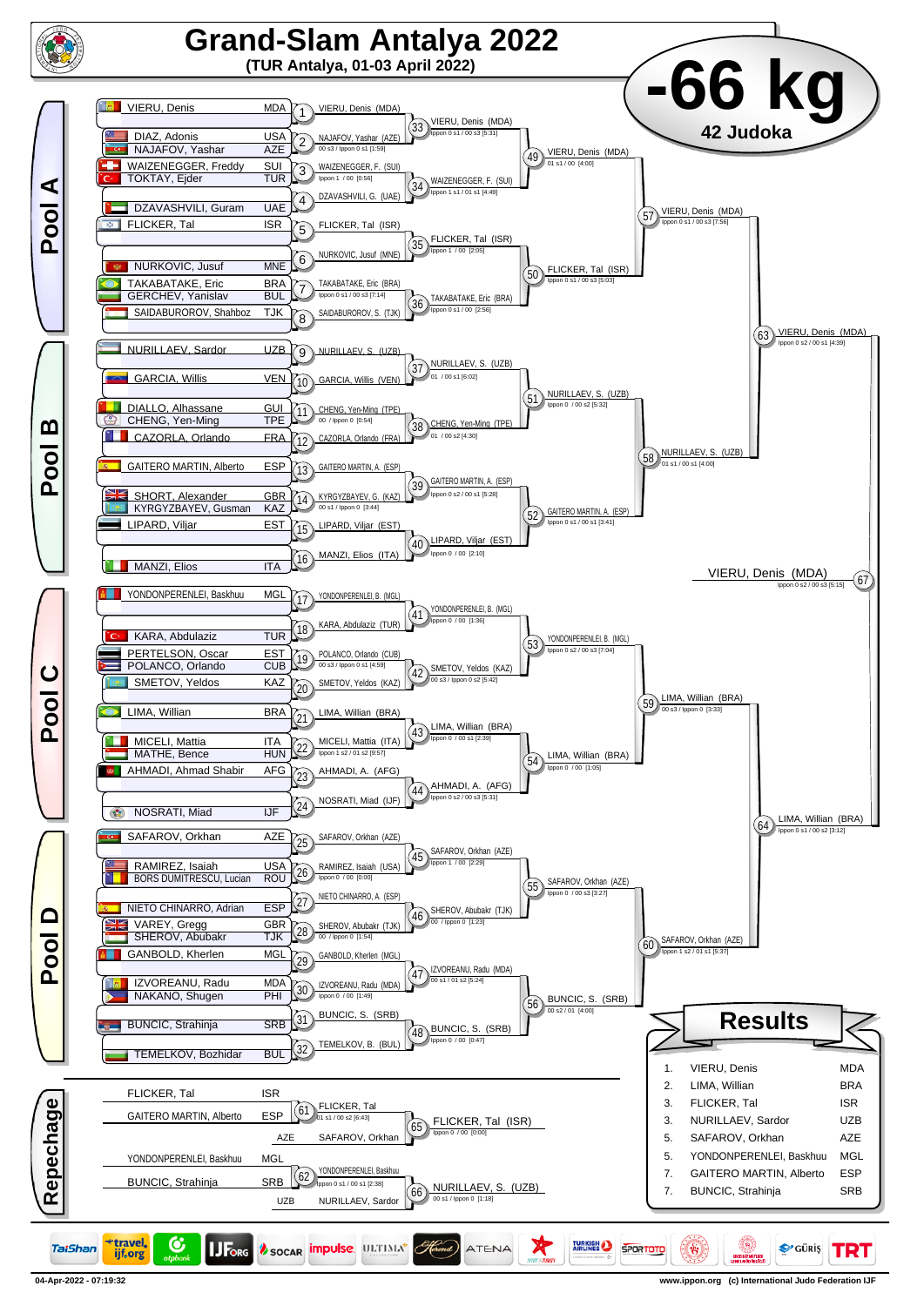# Grand-Slam Antalya 2022

**(TUR Antalya, 01-03 April 2022)**

## -66 kg

**42 Judoka**

## Pool A

| Athlete | Nation |
|---|---|
| VIERU, Denis | MDA |
| DIAZ, Adonis | USA |
| NAJAFOV, Yashar | AZE |
| WAIZENEGGER, Freddy | SUI |
| TOKTAY, Ejder | TUR |
| DZAVASHVILI, Guram | UAE |
| FLICKER, Tal | ISR |
| NURKOVIC, Jusuf | MNE |
| TAKABATAKE, Eric | BRA |
| GERCHEV, Yanislav | BUL |
| SAIDABUROROV, Shahboz | TJK |

| Contest | Winner | Score |
|---|---|---|
| 1 | VIERU, Denis (MDA) | |
| 2 | NAJAFOV, Yashar (AZE) | 00 s3 / Ippon 0 s1 [1:59] |
| 3 | WAIZENEGGER, F. (SUI) | Ippon 1 / 00 [0:56] |
| 4 | DZAVASHVILI, G. (UAE) | |
| 5 | FLICKER, Tal (ISR) | |
| 6 | NURKOVIC, Jusuf (MNE) | |
| 7 | TAKABATAKE, Eric (BRA) | Ippon 0 s1 / 00 s3 [7:14] |
| 8 | SAIDABUROROV, S. (TJK) | |
| 33 | VIERU, Denis (MDA) | Ippon 0 s1 / 00 s3 [5:31] |
| 34 | WAIZENEGGER, F. (SUI) | Ippon 1 s1 / 01 s1 [4:49] |
| 35 | FLICKER, Tal (ISR) | Ippon 1 / 00 [2:05] |
| 36 | TAKABATAKE, Eric (BRA) | Ippon 0 s1 / 00 [2:56] |
| 49 | VIERU, Denis (MDA) | 01 s1 / 00 [4:00] |
| 50 | FLICKER, Tal (ISR) | Ippon 0 s1 / 00 s3 [5:03] |
| 57 | VIERU, Denis (MDA) | Ippon 0 s1 / 00 s3 [7:56] |

## Pool B

| Athlete | Nation |
|---|---|
| NURILLAEV, Sardor | UZB |
| GARCIA, Willis | VEN |
| DIALLO, Alhassane | GUI |
| CHENG, Yen-Ming | TPE |
| CAZORLA, Orlando | FRA |
| GAITERO MARTIN, Alberto | ESP |
| SHORT, Alexander | GBR |
| KYRGYZBAYEV, Gusman | KAZ |
| LIPARD, Viljar | EST |
| MANZI, Elios | ITA |

| Contest | Winner | Score |
|---|---|---|
| 9 | NURILLAEV, S. (UZB) | |
| 10 | GARCIA, Willis (VEN) | |
| 11 | CHENG, Yen-Ming (TPE) | 00 / Ippon 0 [0:54] |
| 12 | CAZORLA, Orlando (FRA) | |
| 13 | GAITERO MARTIN, A. (ESP) | |
| 14 | KYRGYZBAYEV, G. (KAZ) | 00 s1 / Ippon 0 [3:44] |
| 15 | LIPARD, Viljar (EST) | |
| 16 | MANZI, Elios (ITA) | |
| 37 | NURILLAEV, S. (UZB) | 01 / 00 s1 [6:02] |
| 38 | CHENG, Yen-Ming (TPE) | 01 / 00 s2 [4:30] |
| 39 | GAITERO MARTIN, A. (ESP) | Ippon 0 s2 / 00 s1 [5:28] |
| 40 | LIPARD, Viljar (EST) | Ippon 0 / 00 [2:10] |
| 51 | NURILLAEV, S. (UZB) | Ippon 0 / 00 s2 [5:32] |
| 52 | GAITERO MARTIN, A. (ESP) | Ippon 0 s1 / 00 s1 [3:41] |
| 58 | NURILLAEV, S. (UZB) | 01 s1 / 00 s1 [4:00] |
| 63 | VIERU, Denis (MDA) | Ippon 0 s2 / 00 s1 [4:39] |

## Final

| Contest | Winner | Score |
|---|---|---|
| 67 | VIERU, Denis (MDA) | Ippon 0 s2 / 00 s2 [5:15] |

## Pool C

| Athlete | Nation |
|---|---|
| YONDONPERENLEI, Baskhuu | MGL |
| KARA, Abdulaziz | TUR |
| PERTELSON, Oscar | EST |
| POLANCO, Orlando | CUB |
| SMETOV, Yeldos | KAZ |
| LIMA, Willian | BRA |
| MICELI, Mattia | ITA |
| MATHE, Bence | HUN |
| AHMADI, Ahmad Shabir | AFG |
| NOSRATI, Miad | IJF |

| Contest | Winner | Score |
|---|---|---|
| 17 | YONDONPERENLEI, B. (MGL) | |
| 18 | KARA, Abdulaziz (TUR) | |
| 19 | POLANCO, Orlando (CUB) | 00 s3 / Ippon 0 s1 [4:59] |
| 20 | SMETOV, Yeldos (KAZ) | |
| 21 | LIMA, Willian (BRA) | |
| 22 | MICELI, Mattia (ITA) | Ippon 1 s2 / 01 s2 [9:57] |
| 23 | AHMADI, A. (AFG) | |
| 24 | NOSRATI, Miad (IJF) | |
| 41 | YONDONPERENLEI, B. (MGL) | Ippon 0 / 00 [1:36] |
| 42 | SMETOV, Yeldos (KAZ) | 00 s3 / Ippon 0 s2 [5:42] |
| 43 | LIMA, Willian (BRA) | Ippon 0 / 00 s1 [2:39] |
| 44 | AHMADI, A. (AFG) | Ippon 0 s2 / 00 s3 [5:31] |
| 53 | YONDONPERENLEI, B. (MGL) | Ippon 0 s2 / 00 s3 [7:04] |
| 54 | LIMA, Willian (BRA) | Ippon 0 / 00 [1:05] |
| 59 | LIMA, Willian (BRA) | 00 s3 / Ippon 0 [3:33] |

## Pool D

| Athlete | Nation |
|---|---|
| SAFAROV, Orkhan | AZE |
| RAMIREZ, Isaiah | USA |
| BORS DUMITRESCU, Lucian | ROU |
| NIETO CHINARRO, Adrian | ESP |
| VAREY, Gregg | GBR |
| SHEROV, Abubakr | TJK |
| GANBOLD, Kherlen | MGL |
| IZVOREANU, Radu | MDA |
| NAKANO, Shugen | PHI |
| BUNCIC, Strahinja | SRB |
| TEMELKOV, Bozhidar | BUL |

| Contest | Winner | Score |
|---|---|---|
| 25 | SAFAROV, Orkhan (AZE) | |
| 26 | RAMIREZ, Isaiah (USA) | Ippon 0 / 00 [0:00] |
| 27 | NIETO CHINARRO, A. (ESP) | |
| 28 | SHEROV, Abubakr (TJK) | 00 / Ippon 0 [1:54] |
| 29 | GANBOLD, Kherlen (MGL) | |
| 30 | IZVOREANU, Radu (MDA) | Ippon 0 / 00 [1:49] |
| 31 | BUNCIC, S. (SRB) | |
| 32 | TEMELKOV, B. (BUL) | |
| 45 | SAFAROV, Orkhan (AZE) | Ippon 1 / 00 [2:29] |
| 46 | SHEROV, Abubakr (TJK) | 00 / Ippon 0 [1:23] |
| 47 | IZVOREANU, Radu (MDA) | 00 s1 / 01 s2 [5:24] |
| 48 | BUNCIC, S. (SRB) | Ippon 0 / 00 [0:47] |
| 55 | SAFAROV, Orkhan (AZE) | Ippon 0 / 00 s3 [3:27] |
| 56 | BUNCIC, S. (SRB) | 00 s2 / 01 [4:00] |
| 60 | SAFAROV, Orkhan (AZE) | Ippon 1 s2 / 01 s1 [5:37] |
| 64 | LIMA, Willian (BRA) | Ippon 0 s1 / 00 s2 [3:12] |

## Repechage

| Contest | Athletes | Winner | Score |
|---|---|---|---|
| 61 | FLICKER, Tal (ISR) vs GAITERO MARTIN, Alberto (ESP) | FLICKER, Tal | 01 s1 / 00 s2 [6:43] |
| 65 | FLICKER, Tal vs SAFAROV, Orkhan (AZE) | FLICKER, Tal (ISR) | Ippon 0 / 00 [0:00] |
| 62 | YONDONPERENLEI, Baskhuu (MGL) vs BUNCIC, Strahinja (SRB) | YONDONPERENLEI, Baskhuu | Ippon 0 s1 / 00 s1 [2:38] |
| 66 | YONDONPERENLEI, Baskhuu vs NURILLAEV, Sardor (UZB) | NURILLAEV, S. (UZB) | 00 s1 / Ippon 0 [1:18] |

## Results

| Place | Athlete | Nation |
|---|---|---|
| 1. | VIERU, Denis | MDA |
| 2. | LIMA, Willian | BRA |
| 3. | FLICKER, Tal | ISR |
| 3. | NURILLAEV, Sardor | UZB |
| 5. | SAFAROV, Orkhan | AZE |
| 5. | YONDONPERENLEI, Baskhuu | MGL |
| 7. | GAITERO MARTIN, Alberto | ESP |
| 7. | BUNCIC, Strahinja | SRB |

04-Apr-2022 - 07:19:32

www.ippon.org (c) International Judo Federation IJF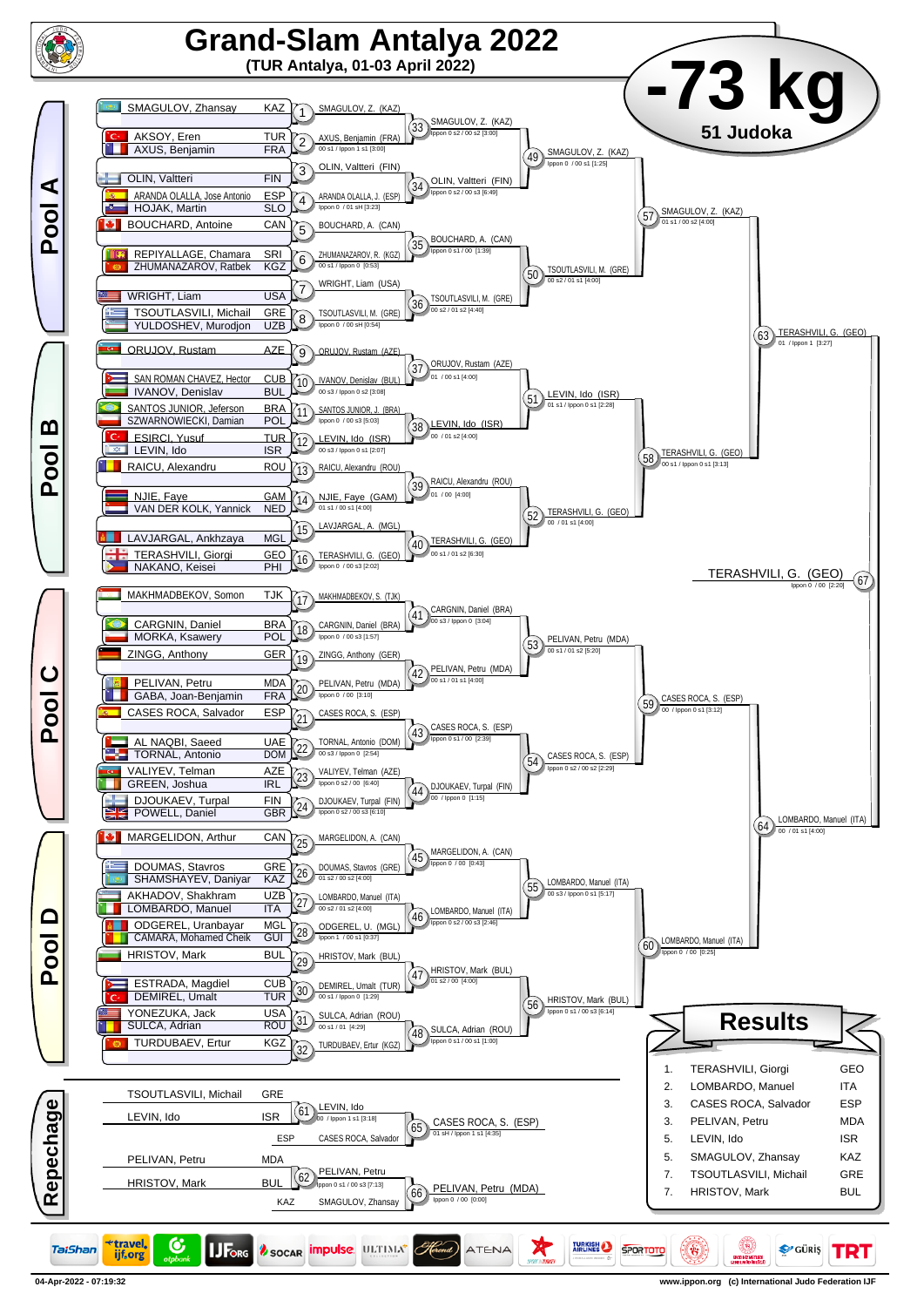# Grand-Slam Antalya 2022

**(TUR Antalya, 01-03 April 2022)**

## -73 kg

**51 Judoka**

## Pool A

| Competitors | Round 1 | Round 2 | Round 3 | Pool Final |
|---|---|---|---|---|
| SMAGULOV, Zhansay (KAZ) | 1: SMAGULOV, Z. (KAZ) | 33: SMAGULOV, Z. (KAZ) Ippon 0 s2 / 00 s2 [3:00] | 49: SMAGULOV, Z. (KAZ) Ippon 0 / 00 s1 [1:25] | 57: SMAGULOV, Z. (KAZ) 01 s1 / 00 s2 [4:00] |
| AKSOY, Eren (TUR) / AXUS, Benjamin (FRA) | 2: AXUS, Benjamin (FRA) 00 s1 / Ippon 1 s1 [3:00] | | | |
| OLIN, Valtteri (FIN) | 3: OLIN, Valtteri (FIN) | 34: OLIN, Valtteri (FIN) Ippon 0 s2 / 00 s3 [6:49] | | |
| ARANDA OLALLA, Jose Antonio (ESP) / HOJAK, Martin (SLO) | 4: ARANDA OLALLA, J. (ESP) Ippon 0 / 01 sH [3:23] | | | |
| BOUCHARD, Antoine (CAN) | 5: BOUCHARD, A. (CAN) | 35: BOUCHARD, A. (CAN) Ippon 0 s1 / 00 [1:39] | 50: TSOUTLASVILI, M. (GRE) 00 s2 / 01 s1 [4:00] | |
| REPIYALLAGE, Chamara (SRI) / ZHUMANAZAROV, Ratbek (KGZ) | 6: ZHUMANAZAROV, R. (KGZ) 00 s1 / Ippon 0 [0:53] | | | |
| WRIGHT, Liam (USA) | 7: WRIGHT, Liam (USA) | 36: TSOUTLASVILI, M. (GRE) 00 s2 / 01 s2 [4:40] | | |
| TSOUTLASVILI, Michail (GRE) / YULDOSHEV, Murodjon (UZB) | 8: TSOUTLASVILI, M. (GRE) Ippon 0 / 00 sH [0:54] | | | |

## Pool B

| Competitors | Round 1 | Round 2 | Round 3 | Pool Final |
|---|---|---|---|---|
| ORUJOV, Rustam (AZE) | 9: ORUJOV, Rustam (AZE) | 37: ORUJOV, Rustam (AZE) 01 / 00 s1 [4:00] | 51: LEVIN, Ido (ISR) 01 s1 / Ippon 0 s1 [2:28] | 58: TERASHVILI, G. (GEO) 00 s1 / Ippon 0 s1 [3:13] |
| SAN ROMAN CHAVEZ, Hector (CUB) / IVANOV, Denislav (BUL) | 10: IVANOV, Denislav (BUL) 00 s3 / Ippon 0 s2 [3:08] | | | |
| SANTOS JUNIOR, Jeferson (BRA) / SZWARNOWIECKI, Damian (POL) | 11: SANTOS JUNIOR, J. (BRA) Ippon 0 / 00 s3 [5:03] | 38: LEVIN, Ido (ISR) 00 / 01 s2 [4:00] | | |
| ESIRCI, Yusuf (TUR) / LEVIN, Ido (ISR) | 12: LEVIN, Ido (ISR) 00 s3 / Ippon 0 s1 [2:07] | | | |
| RAICU, Alexandru (ROU) | 13: RAICU, Alexandru (ROU) | 39: RAICU, Alexandru (ROU) 01 / 00 [4:00] | 52: TERASHVILI, G. (GEO) 00 / 01 s1 [4:00] | |
| NJIE, Faye (GAM) / VAN DER KOLK, Yannick (NED) | 14: NJIE, Faye (GAM) 01 s1 / 00 s1 [4:00] | | | |
| LAVJARGAL, Ankhzaya (MGL) | 15: LAVJARGAL, A. (MGL) | 40: TERASHVILI, G. (GEO) 00 s1 / 01 s2 [6:30] | | |
| TERASHVILI, Giorgi (GEO) / NAKANO, Keisei (PHI) | 16: TERASHVILI, G. (GEO) Ippon 0 / 00 s3 [2:02] | | | |

Semi-final 63: TERASHVILI, G. (GEO) 01 / Ippon 1 [3:27]

Final 67: TERASHVILI, G. (GEO) Ippon 0 / 00 [2:20]

## Pool C

| Competitors | Round 1 | Round 2 | Round 3 | Pool Final |
|---|---|---|---|---|
| MAKHMADBEKOV, Somon (TJK) | 17: MAKHMADBEKOV, S. (TJK) | 41: CARGNIN, Daniel (BRA) 00 s3 / Ippon 0 [3:04] | 53: PELIVAN, Petru (MDA) 00 s1 / 01 s2 [5:20] | 59: CASES ROCA, S. (ESP) 00 / Ippon 0 s1 [3:12] |
| CARGNIN, Daniel (BRA) / MORKA, Ksawery (POL) | 18: CARGNIN, Daniel (BRA) Ippon 0 / 00 s3 [1:57] | | | |
| ZINGG, Anthony (GER) | 19: ZINGG, Anthony (GER) | 42: PELIVAN, Petru (MDA) 00 s1 / 01 s1 [4:00] | | |
| PELIVAN, Petru (MDA) / GABA, Joan-Benjamin (FRA) | 20: PELIVAN, Petru (MDA) Ippon 0 / 00 [3:10] | | | |
| CASES ROCA, Salvador (ESP) | 21: CASES ROCA, S. (ESP) | 43: CASES ROCA, S. (ESP) Ippon 0 s1 / 00 [2:39] | 54: CASES ROCA, S. (ESP) Ippon 0 s2 / 00 s2 [2:29] | |
| AL NAQBI, Saeed (UAE) / TORNAL, Antonio (DOM) | 22: TORNAL, Antonio (DOM) 00 s3 / Ippon 0 [2:54] | | | |
| VALIYEV, Telman (AZE) / GREEN, Joshua (IRL) | 23: VALIYEV, Telman (AZE) Ippon 0 s2 / 00 [6:40] | 44: DJOUKAEV, Turpal (FIN) 00 / Ippon 0 [1:15] | | |
| DJOUKAEV, Turpal (FIN) / POWELL, Daniel (GBR) | 24: DJOUKAEV, Turpal (FIN) Ippon 0 s2 / 00 s3 [6:10] | | | |

## Pool D

| Competitors | Round 1 | Round 2 | Round 3 | Pool Final |
|---|---|---|---|---|
| MARGELIDON, Arthur (CAN) | 25: MARGELIDON, A. (CAN) | 45: MARGELIDON, A. (CAN) Ippon 0 / 00 [0:43] | 55: LOMBARDO, Manuel (ITA) 00 s3 / Ippon 0 s1 [5:17] | 60: LOMBARDO, Manuel (ITA) Ippon 0 / 00 [0:25] |
| DOUMAS, Stavros (GRE) / SHAMSHAYEV, Daniyar (KAZ) | 26: DOUMAS, Stavros (GRE) 01 s2 / 00 s2 [4:00] | | | |
| AKHADOV, Shakhram (UZB) / LOMBARDO, Manuel (ITA) | 27: LOMBARDO, Manuel (ITA) 00 s2 / 01 s2 [4:00] | 46: LOMBARDO, Manuel (ITA) Ippon 0 s2 / 00 s3 [2:46] | | |
| ODGEREL, Uranbayar (MGL) / CAMARA, Mohamed Cheik (GUI) | 28: ODGEREL, U. (MGL) Ippon 1 / 00 s1 [0:37] | | | |
| HRISTOV, Mark (BUL) | 29: HRISTOV, Mark (BUL) | 47: HRISTOV, Mark (BUL) 01 s2 / 00 [4:00] | 56: HRISTOV, Mark (BUL) Ippon 0 s1 / 00 s3 [6:14] | |
| ESTRADA, Magdiel (CUB) / DEMIREL, Umalt (TUR) | 30: DEMIREL, Umalt (TUR) 00 s1 / Ippon 0 [1:29] | | | |
| YONEZUKA, Jack (USA) / SULCA, Adrian (ROU) | 31: SULCA, Adrian (ROU) 00 s1 / 01 [4:29] | 48: SULCA, Adrian (ROU) Ippon 0 s1 / 00 s1 [1:00] | | |
| TURDUBAEV, Ertur (KGZ) | 32: TURDUBAEV, Ertur (KGZ) | | | |

Semi-final 64: LOMBARDO, Manuel (ITA) 00 / 01 s1 [4:00]

## Repechage

| Contest | Competitors | Winner |
|---|---|---|
| 61 | TSOUTLASVILI, Michail (GRE) vs LEVIN, Ido (ISR) | LEVIN, Ido 00 / Ippon 1 s1 [3:18] |
| 65 | LEVIN, Ido vs CASES ROCA, Salvador (ESP) | CASES ROCA, S. (ESP) 01 sH / Ippon 1 s1 [4:35] |
| 62 | PELIVAN, Petru (MDA) vs HRISTOV, Mark (BUL) | PELIVAN, Petru Ippon 0 s1 / 00 s3 [7:13] |
| 66 | PELIVAN, Petru vs SMAGULOV, Zhansay (KAZ) | PELIVAN, Petru (MDA) Ippon 0 / 00 [0:00] |

## Results

| Place | Name | Nation |
|---|---|---|
| 1. | TERASHVILI, Giorgi | GEO |
| 2. | LOMBARDO, Manuel | ITA |
| 3. | CASES ROCA, Salvador | ESP |
| 3. | PELIVAN, Petru | MDA |
| 5. | LEVIN, Ido | ISR |
| 5. | SMAGULOV, Zhansay | KAZ |
| 7. | TSOUTLASVILI, Michail | GRE |
| 7. | HRISTOV, Mark | BUL |

04-Apr-2022 - 07:19:32 — www.ippon.org (c) International Judo Federation IJF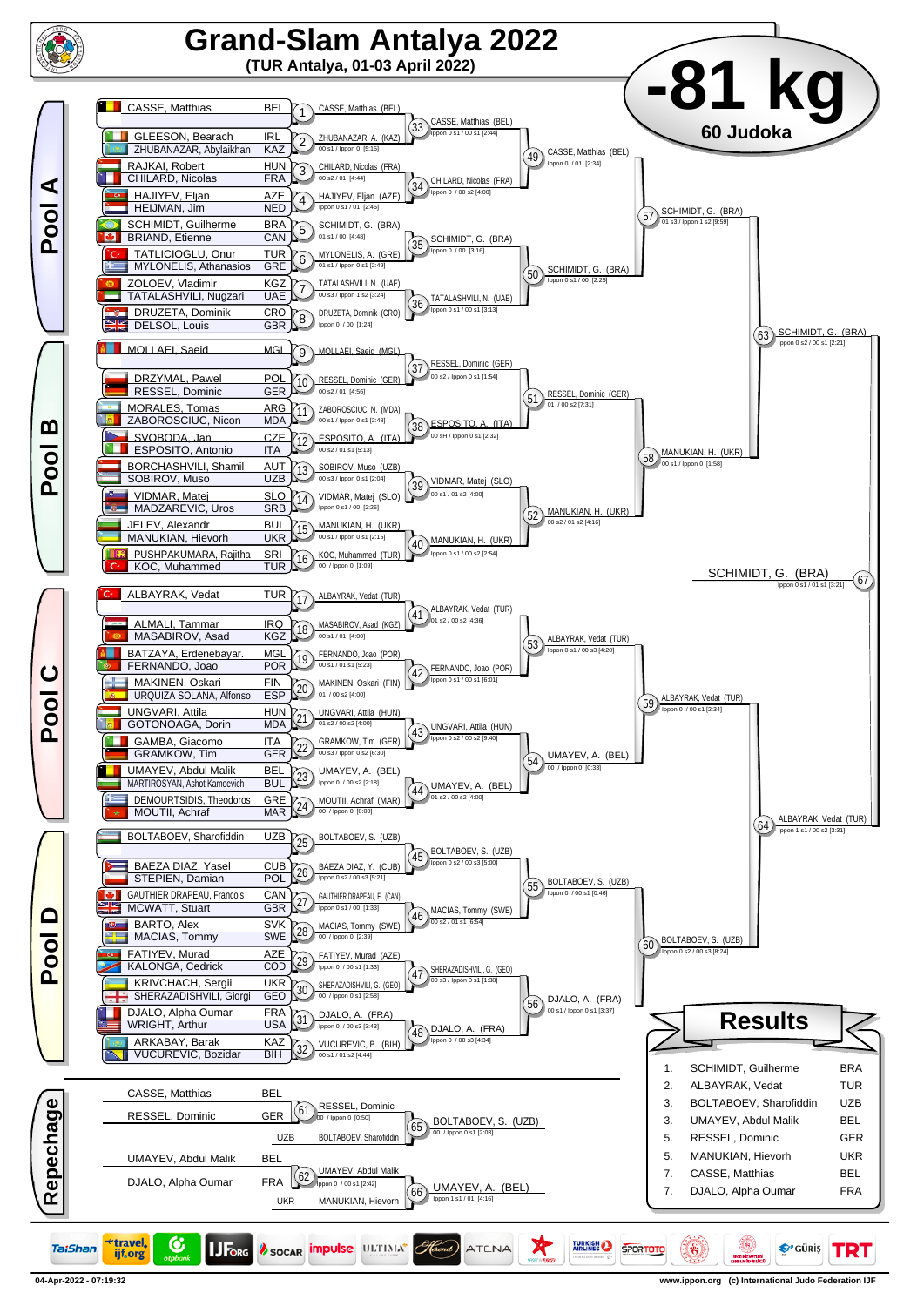# Grand-Slam Antalya 2022

**(TUR Antalya, 01-03 April 2022)**

## -81 kg

**60 Judoka**

## Pool A

| Athlete | Nation |
|---|---|
| CASSE, Matthias | BEL |
| GLEESON, Bearach | IRL |
| ZHUBANAZAR, Abylaikhan | KAZ |
| RAJKAI, Robert | HUN |
| CHILARD, Nicolas | FRA |
| HAJIYEV, Eljan | AZE |
| HEIJMAN, Jim | NED |
| SCHIMIDT, Guilherme | BRA |
| BRIAND, Etienne | CAN |
| TATLICIOGLU, Onur | TUR |
| MYLONELIS, Athanasios | GRE |
| ZOLOEV, Vladimir | KGZ |
| TATALASHVILI, Nugzari | UAE |
| DRUZETA, Dominik | CRO |
| DELSOL, Louis | GBR |

- 1: CASSE, Matthias (BEL)
- 2: ZHUBANAZAR, A. (KAZ) — 00 s1 / Ippon 0 [5:15]
- 3: CHILARD, Nicolas (FRA) — 00 s2 / 01 [4:44]
- 4: HAJIYEV, Eljan (AZE) — Ippon 0 s1 / 01 [2:45]
- 5: SCHIMIDT, G. (BRA) — 01 s1 / 00 [4:48]
- 6: MYLONELIS, A. (GRE) — 01 s1 / Ippon 0 s1 [2:49]
- 7: TATALASHVILI, N. (UAE) — 00 s3 / Ippon 1 s2 [3:24]
- 8: DRUZETA, Dominik (CRO) — Ippon 0 / 00 [1:24]
- 33: CASSE, Matthias (BEL) — Ippon 0 s1 / 00 s1 [2:44]
- 34: CHILARD, Nicolas (FRA) — Ippon 0 / 00 s2 [4:00]
- 35: SCHIMIDT, G. (BRA) — Ippon 0 / 00 [3:16]
- 36: TATALASHVILI, N. (UAE) — Ippon 0 s1 / 00 s1 [3:13]
- 49: CASSE, Matthias (BEL) — Ippon 0 / 01 [2:34]
- 50: SCHIMIDT, G. (BRA) — Ippon 0 s1 / 00 [2:25]
- 57: SCHIMIDT, G. (BRA) — 01 s3 / Ippon 1 s2 [9:59]

## Pool B

| Athlete | Nation |
|---|---|
| MOLLAEI, Saeid | MGL |
| DRZYMAL, Pawel | POL |
| RESSEL, Dominic | GER |
| MORALES, Tomas | ARG |
| ZABOROSCIUC, Nicon | MDA |
| SVOBODA, Jan | CZE |
| ESPOSITO, Antonio | ITA |
| BORCHASHVILI, Shamil | AUT |
| SOBIROV, Muso | UZB |
| VIDMAR, Matej | SLO |
| MADZAREVIC, Uros | SRB |
| JELEV, Alexandr | BUL |
| MANUKIAN, Hievorh | UKR |
| PUSHPAKUMARA, Rajitha | SRI |
| KOC, Muhammed | TUR |

- 9: MOLLAEI, Saeid (MGL)
- 10: RESSEL, Dominic (GER) — 00 s2 / 01 [4:56]
- 11: ZABOROSCIUC, N. (MDA) — 00 s1 / Ippon 0 s1 [2:48]
- 12: ESPOSITO, A. (ITA) — 00 s2 / 01 s1 [5:13]
- 13: SOBIROV, Muso (UZB) — 00 s3 / Ippon 0 s1 [2:04]
- 14: VIDMAR, Matej (SLO) — Ippon 0 s1 / 00 [2:26]
- 15: MANUKIAN, H. (UKR) — 00 s1 / Ippon 0 s1 [2:15]
- 16: KOC, Muhammed (TUR) — 00 / Ippon 0 [1:09]
- 37: RESSEL, Dominic (GER) — 00 s2 / Ippon 0 s1 [1:54]
- 38: ESPOSITO, A. (ITA) — 00 sH / Ippon 0 s1 [2:32]
- 39: VIDMAR, Matej (SLO) — 00 s1 / 01 s2 [4:00]
- 40: MANUKIAN, H. (UKR) — Ippon 0 s1 / 00 s2 [2:54]
- 51: RESSEL, Dominic (GER) — 01 / 00 s2 [7:31]
- 52: MANUKIAN, H. (UKR) — 00 s2 / 01 s2 [4:16]
- 58: MANUKIAN, H. (UKR) — 00 s1 / Ippon 0 [1:58]
- 63: SCHIMIDT, G. (BRA) — Ippon 0 s2 / 00 s1 [2:21]

**Final 67: SCHIMIDT, G. (BRA) — Ippon 0 s1 / 01 s1 [3:21]**

## Pool C

| Athlete | Nation |
|---|---|
| ALBAYRAK, Vedat | TUR |
| ALMALI, Tammar | IRQ |
| MASABIROV, Asad | KGZ |
| BATZAYA, Erdenebayar. | MGL |
| FERNANDO, Joao | POR |
| MAKINEN, Oskari | FIN |
| URQUIZA SOLANA, Alfonso | ESP |
| UNGVARI, Attila | HUN |
| GOTONOAGA, Dorin | MDA |
| GAMBA, Giacomo | ITA |
| GRAMKOW, Tim | GER |
| UMAYEV, Abdul Malik | BEL |
| MARTIROSYAN, Ashot Kamoevich | BUL |
| DEMOURTSIDIS, Theodoros | GRE |
| MOUTII, Achraf | MAR |

- 17: ALBAYRAK, Vedat (TUR)
- 18: MASABIROV, Asad (KGZ) — 00 s1 / 01 [4:00]
- 19: FERNANDO, Joao (POR) — 00 s1 / 01 s1 [5:23]
- 20: MAKINEN, Oskari (FIN) — 01 / 00 s2 [4:00]
- 21: UNGVARI, Attila (HUN) — 01 s2 / 00 s2 [4:00]
- 22: GRAMKOW, Tim (GER) — 00 s3 / Ippon 0 s2 [6:30]
- 23: UMAYEV, A. (BEL) — Ippon 0 / 00 s2 [2:18]
- 24: MOUTII, Achraf (MAR) — 00 / Ippon 0 [0:00]
- 41: ALBAYRAK, Vedat (TUR) — 01 s2 / 00 s2 [4:36]
- 42: FERNANDO, Joao (POR) — Ippon 0 s1 / 00 s1 [6:01]
- 43: UNGVARI, Attila (HUN) — Ippon 0 s2 / 00 s2 [9:40]
- 44: UMAYEV, A. (BEL) — 01 s2 / 00 s2 [4:00]
- 53: ALBAYRAK, Vedat (TUR) — Ippon 0 s1 / 00 s3 [4:20]
- 54: UMAYEV, A. (BEL) — 00 / Ippon 0 [0:33]
- 59: ALBAYRAK, Vedat (TUR) — Ippon 0 / 00 s1 [2:34]
- 64: ALBAYRAK, Vedat (TUR) — Ippon 1 s1 / 00 s2 [3:31]

## Pool D

| Athlete | Nation |
|---|---|
| BOLTABOEV, Sharofiddin | UZB |
| BAEZA DIAZ, Yasel | CUB |
| STEPIEN, Damian | POL |
| GAUTHIER DRAPEAU, Francois | CAN |
| MCWATT, Stuart | GBR |
| BARTO, Alex | SVK |
| MACIAS, Tommy | SWE |
| FATIYEV, Murad | AZE |
| KALONGA, Cedrick | COD |
| KRIVCHACH, Sergii | UKR |
| SHERAZADISHVILI, Giorgi | GEO |
| DJALO, Alpha Oumar | FRA |
| WRIGHT, Arthur | USA |
| ARKABAY, Barak | KAZ |
| VUCUREVIC, Bozidar | BIH |

- 25: BOLTABOEV, S. (UZB)
- 26: BAEZA DIAZ, Y. (CUB) — Ippon 0 s2 / 00 s3 [5:21]
- 27: GAUTHIER DRAPEAU, F. (CAN) — Ippon 0 s1 / 00 [1:33]
- 28: MACIAS, Tommy (SWE) — 00 / Ippon 0 [2:39]
- 29: FATIYEV, Murad (AZE) — Ippon 0 / 00 s1 [1:33]
- 30: SHERAZADISHVILI, G. (GEO) — 00 / Ippon 0 s1 [2:58]
- 31: DJALO, A. (FRA) — Ippon 0 / 00 s3 [3:43]
- 32: VUCUREVIC, B. (BIH) — 00 s1 / 01 s2 [4:44]
- 45: BOLTABOEV, S. (UZB) — Ippon 0 s2 / 00 s3 [5:00]
- 46: MACIAS, Tommy (SWE) — 00 s2 / 01 s1 [6:54]
- 47: SHERAZADISHVILI, G. (GEO) — 00 s3 / Ippon 0 s1 [1:38]
- 48: DJALO, A. (FRA) — Ippon 0 / 00 s3 [4:34]
- 55: BOLTABOEV, S. (UZB) — Ippon 0 / 00 s1 [0:46]
- 56: DJALO, A. (FRA) — 00 s1 / Ippon 0 s1 [3:37]
- 60: BOLTABOEV, S. (UZB) — Ippon 0 s2 / 00 s3 [8:24]

## Repechage

- 61: CASSE, Matthias (BEL) vs RESSEL, Dominic (GER) → RESSEL, Dominic — 00 / Ippon 0 [0:50]
- 65: RESSEL, Dominic vs BOLTABOEV, Sharofiddin (UZB) → BOLTABOEV, S. (UZB) — 00 / Ippon 0 s1 [2:03]
- 62: UMAYEV, Abdul Malik (BEL) vs DJALO, Alpha Oumar (FRA) → UMAYEV, Abdul Malik — Ippon 0 / 00 s1 [2:42]
- 66: UMAYEV, Abdul Malik vs MANUKIAN, Hievorh (UKR) → UMAYEV, A. (BEL) — Ippon 1 s1 / 01 [4:16]

## Results

| Rank | Athlete | Nation |
|---|---|---|
| 1. | SCHIMIDT, Guilherme | BRA |
| 2. | ALBAYRAK, Vedat | TUR |
| 3. | BOLTABOEV, Sharofiddin | UZB |
| 3. | UMAYEV, Abdul Malik | BEL |
| 5. | RESSEL, Dominic | GER |
| 5. | MANUKIAN, Hievorh | UKR |
| 7. | CASSE, Matthias | BEL |
| 7. | DJALO, Alpha Oumar | FRA |

04-Apr-2022 - 07:19:32

www.ippon.org (c) International Judo Federation IJF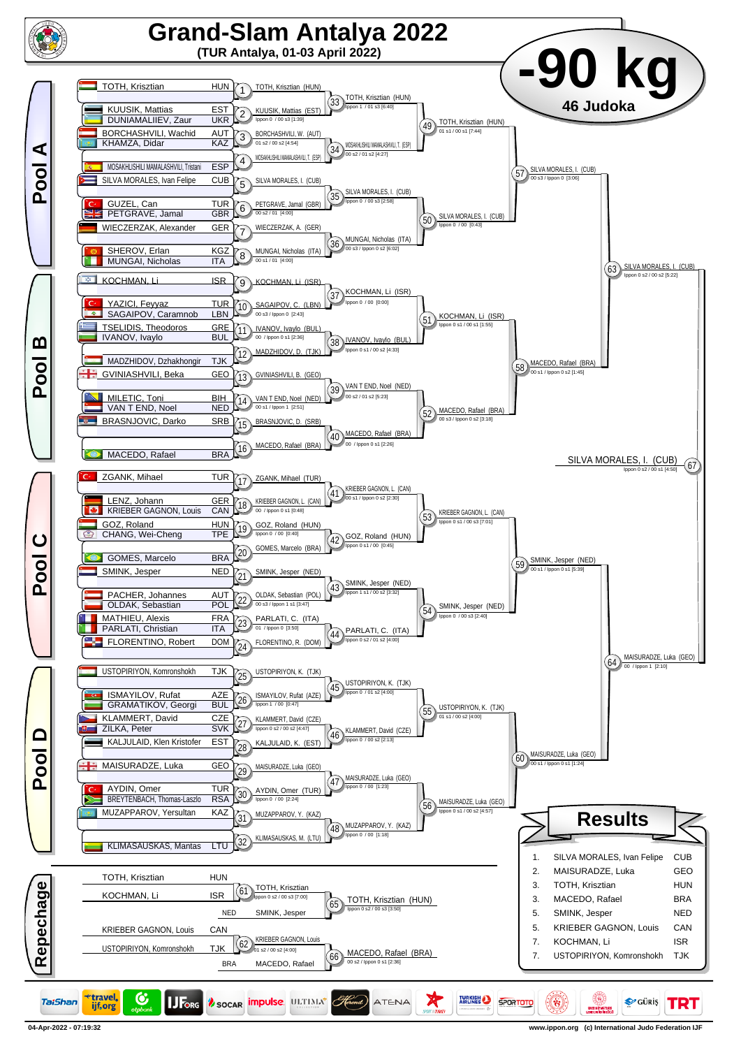# Grand-Slam Antalya 2022

**(TUR Antalya, 01-03 April 2022)**

# -90 kg

**46 Judoka**

## Pool A

| Athlete | Nation |
|---|---|
| TOTH, Krisztian | HUN |
| KUUSIK, Mattias | EST |
| DUNIAMALIIEV, Zaur | UKR |
| BORCHASHVILI, Wachid | AUT |
| KHAMZA, Didar | KAZ |
| MOSAKHLISHILI MAMALASHVILI, Tristani | ESP |
| SILVA MORALES, Ivan Felipe | CUB |
| GUZEL, Can | TUR |
| PETGRAVE, Jamal | GBR |
| WIECZERZAK, Alexander | GER |
| SHEROV, Erlan | KGZ |
| MUNGAI, Nicholas | ITA |

- 1: TOTH, Krisztian (HUN)
- 2: KUUSIK, Mattias (EST) — Ippon 0 / 00 s3 [1:39]
- 3: BORCHASHVILI, W. (AUT) — 01 s2 / 00 s2 [4:54]
- 4: MOSAKHLISHILI MAMALASHVILI, T. (ESP)
- 5: SILVA MORALES, I. (CUB)
- 6: PETGRAVE, Jamal (GBR) — 00 s2 / 01 [4:00]
- 7: WIECZERZAK, A. (GER)
- 8: MUNGAI, Nicholas (ITA) — 00 s1 / 01 [4:00]
- 33: TOTH, Krisztian (HUN) — Ippon 1 / 01 s3 [6:40]
- 34: MOSAKHLISHILI MAMALASHVILI, T. (ESP) — 00 s2 / 01 s2 [4:27]
- 35: SILVA MORALES, I. (CUB) — Ippon 0 / 00 s3 [2:58]
- 36: MUNGAI, Nicholas (ITA) — 00 s3 / Ippon 0 s2 [6:02]
- 49: TOTH, Krisztian (HUN) — 01 s1 / 00 s1 [7:44]
- 50: SILVA MORALES, I. (CUB) — Ippon 0 / 00 [0:43]
- 57: SILVA MORALES, I. (CUB) — 00 s3 / Ippon 0 [3:06]

## Pool B

| Athlete | Nation |
|---|---|
| KOCHMAN, Li | ISR |
| YAZICI, Feyyaz | TUR |
| SAGAIPOV, Caramnob | LBN |
| TSELIDIS, Theodoros | GRE |
| IVANOV, Ivaylo | BUL |
| MADZHIDOV, Dzhakhongir | TJK |
| GVINIASHVILI, Beka | GEO |
| MILETIC, Toni | BIH |
| VAN T END, Noel | NED |
| BRASNJOVIC, Darko | SRB |
| MACEDO, Rafael | BRA |

- 9: KOCHMAN, Li (ISR)
- 10: SAGAIPOV, C. (LBN) — 00 s3 / Ippon 0 [2:43]
- 11: IVANOV, Ivaylo (BUL) — 00 / Ippon 0 s1 [2:36]
- 12: MADZHIDOV, D. (TJK)
- 13: GVINIASHVILI, B. (GEO)
- 14: VAN T END, Noel (NED) — 00 s1 / Ippon 1 [2:51]
- 15: BRASNJOVIC, D. (SRB)
- 16: MACEDO, Rafael (BRA)
- 37: KOCHMAN, Li (ISR) — Ippon 0 / 00 [0:00]
- 38: IVANOV, Ivaylo (BUL) — Ippon 0 s1 / 00 s2 [4:33]
- 39: VAN T END, Noel (NED) — 00 s2 / 01 s2 [5:23]
- 40: MACEDO, Rafael (BRA) — 00 / Ippon 0 s1 [2:26]
- 51: KOCHMAN, Li (ISR) — Ippon 0 s1 / 00 s1 [1:55]
- 52: MACEDO, Rafael (BRA) — 00 s3 / Ippon 0 s2 [3:18]
- 58: MACEDO, Rafael (BRA) — 00 s1 / Ippon 0 s2 [1:45]
- 63: SILVA MORALES, I. (CUB) — Ippon 0 s2 / 00 s2 [5:22]

## Pool C

| Athlete | Nation |
|---|---|
| ZGANK, Mihael | TUR |
| LENZ, Johann | GER |
| KRIEBER GAGNON, Louis | CAN |
| GOZ, Roland | HUN |
| CHANG, Wei-Cheng | TPE |
| GOMES, Marcelo | BRA |
| SMINK, Jesper | NED |
| PACHER, Johannes | AUT |
| OLDAK, Sebastian | POL |
| MATHIEU, Alexis | FRA |
| PARLATI, Christian | ITA |
| FLORENTINO, Robert | DOM |

- 17: ZGANK, Mihael (TUR)
- 18: KRIEBER GAGNON, L. (CAN) — 00 / Ippon 0 s1 [0:48]
- 19: GOZ, Roland (HUN) — Ippon 0 / 00 [0:40]
- 20: GOMES, Marcelo (BRA)
- 21: SMINK, Jesper (NED)
- 22: OLDAK, Sebastian (POL) — 00 s3 / Ippon 1 s1 [3:47]
- 23: PARLATI, C. (ITA) — 01 / Ippon 0 [3:50]
- 24: FLORENTINO, R. (DOM)
- 41: KRIEBER GAGNON, L. (CAN) — 00 s1 / Ippon 0 s2 [2:30]
- 42: GOZ, Roland (HUN) — Ippon 0 s1 / 00 [0:45]
- 43: SMINK, Jesper (NED) — Ippon 1 s1 / 00 s2 [3:32]
- 44: PARLATI, C. (ITA) — Ippon 0 s2 / 01 s2 [4:00]
- 53: KRIEBER GAGNON, L. (CAN) — Ippon 0 s1 / 00 s3 [7:01]
- 54: SMINK, Jesper (NED) — Ippon 0 / 00 s3 [2:40]
- 59: SMINK, Jesper (NED) — 00 s1 / Ippon 0 s1 [5:39]

## Pool D

| Athlete | Nation |
|---|---|
| USTOPIRIYON, Komronshokh | TJK |
| ISMAYILOV, Rufat | AZE |
| GRAMATIKOV, Georgi | BUL |
| KLAMMERT, David | CZE |
| ZILKA, Peter | SVK |
| KALJULAID, Klen Kristofer | EST |
| MAISURADZE, Luka | GEO |
| AYDIN, Omer | TUR |
| BREYTENBACH, Thomas-Laszlo | RSA |
| MUZAPPAROV, Yersultan | KAZ |
| KLIMASAUSKAS, Mantas | LTU |

- 25: USTOPIRIYON, K. (TJK)
- 26: ISMAYILOV, Rufat (AZE) — Ippon 1 / 00 [0:47]
- 27: KLAMMERT, David (CZE) — Ippon 0 s2 / 00 s2 [4:47]
- 28: KALJULAID, K. (EST)
- 29: MAISURADZE, Luka (GEO)
- 30: AYDIN, Omer (TUR) — Ippon 0 / 00 [2:24]
- 31: MUZAPPAROV, Y. (KAZ)
- 32: KLIMASAUSKAS, M. (LTU)
- 45: USTOPIRIYON, K. (TJK) — Ippon 0 / 01 s2 [4:00]
- 46: KLAMMERT, David (CZE) — Ippon 0 / 00 s2 [2:13]
- 47: MAISURADZE, Luka (GEO) — Ippon 0 / 00 [1:23]
- 48: MUZAPPAROV, Y. (KAZ) — Ippon 0 / 00 [1:18]
- 55: USTOPIRIYON, K. (TJK) — 01 s1 / 00 s2 [4:00]
- 56: MAISURADZE, Luka (GEO) — Ippon 0 s1 / 00 s2 [4:57]
- 60: MAISURADZE, Luka (GEO) — 00 s1 / Ippon 0 s1 [1:24]
- 64: MAISURADZE, Luka (GEO) — 00 / Ippon 1 [2:10]

## Final

- 67: SILVA MORALES, I. (CUB) — Ippon 0 s2 / 00 s1 [4:50]

## Repechage

- 61: TOTH, Krisztian (HUN) vs KOCHMAN, Li (ISR) — TOTH, Krisztian — Ippon 0 s2 / 00 s3 [7:00]
- 65: TOTH, Krisztian (HUN) vs SMINK, Jesper (NED) — TOTH, Krisztian (HUN) — 00 s2 / 00 s3 [3:50]
- 62: KRIEBER GAGNON, Louis (CAN) vs USTOPIRIYON, Komronshokh (TJK) — KRIEBER GAGNON, Louis — 01 s2 / 00 s2 [4:00]
- 66: KRIEBER GAGNON, Louis vs MACEDO, Rafael (BRA) — MACEDO, Rafael (BRA) — 00 s2 / Ippon 0 s1 [2:36]

## Results

| Place | Athlete | Nation |
|---|---|---|
| 1. | SILVA MORALES, Ivan Felipe | CUB |
| 2. | MAISURADZE, Luka | GEO |
| 3. | TOTH, Krisztian | HUN |
| 3. | MACEDO, Rafael | BRA |
| 5. | SMINK, Jesper | NED |
| 5. | KRIEBER GAGNON, Louis | CAN |
| 7. | KOCHMAN, Li | ISR |
| 7. | USTOPIRIYON, Komronshokh | TJK |

04-Apr-2022 - 07:19:32

www.ippon.org (c) International Judo Federation IJF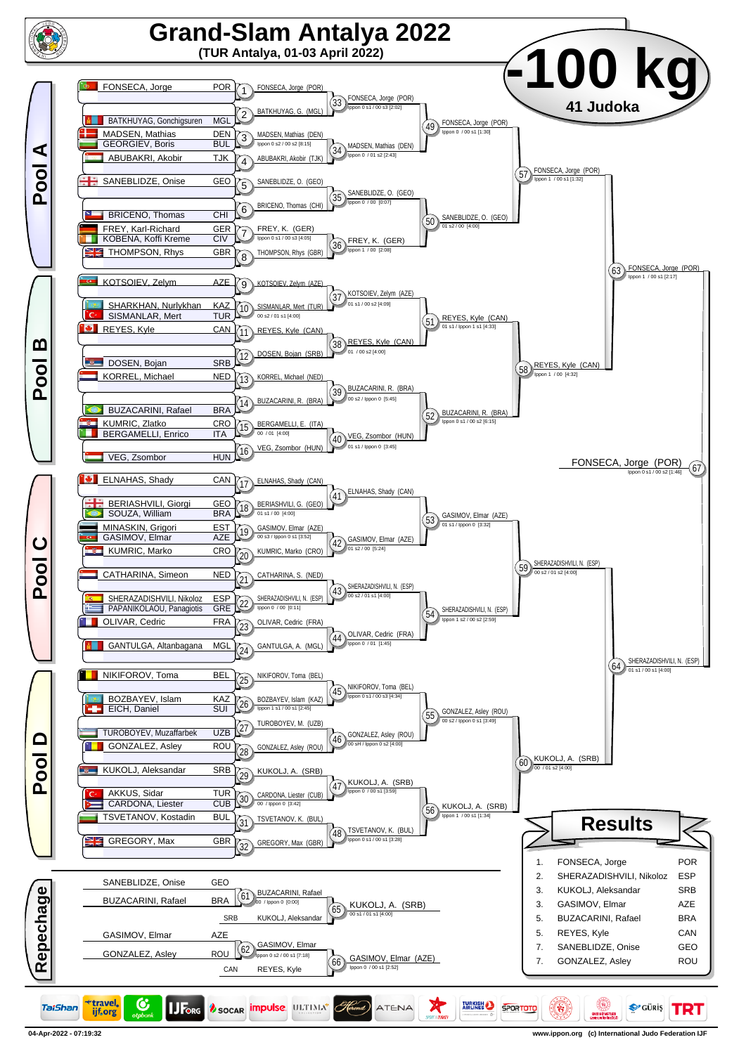# Grand-Slam Antalya 2022

**(TUR Antalya, 01-03 April 2022)**

# -100 kg

**41 Judoka**

## Pool A

| Competitor | Nation |
|---|---|
| FONSECA, Jorge | POR |
| BATKHUYAG, Gonchigsuren | MGL |
| MADSEN, Mathias | DEN |
| GEORGIEV, Boris | BUL |
| ABUBAKRI, Akobir | TJK |
| SANEBLIDZE, Onise | GEO |
| BRICENO, Thomas | CHI |
| FREY, Karl-Richard | GER |
| KOBENA, Koffi Kreme | CIV |
| THOMPSON, Rhys | GBR |

- 1: FONSECA, Jorge (POR)
- 2: BATKHUYAG, G. (MGL)
- 3: MADSEN, Mathias (DEN) — Ippon 0 s2 / 00 s2 [8:15]
- 4: ABUBAKRI, Akobir (TJK)
- 5: SANEBLIDZE, O. (GEO)
- 6: BRICENO, Thomas (CHI)
- 7: FREY, K. (GER) — Ippon 0 s1 / 00 s3 [4:05]
- 8: THOMPSON, Rhys (GBR)
- 33: FONSECA, Jorge (POR) — Ippon 0 s1 / 00 s3 [2:02]
- 34: MADSEN, Mathias (DEN) — Ippon 0 / 01 s2 [2:43]
- 35: SANEBLIDZE, O. (GEO) — Ippon 0 / 00 [0:07]
- 36: FREY, K. (GER) — Ippon 1 / 00 [2:08]
- 49: FONSECA, Jorge (POR) — Ippon 0 / 00 s1 [1:30]
- 50: SANEBLIDZE, O. (GEO) — 01 s2 / 00 [4:00]
- 57: FONSECA, Jorge (POR) — Ippon 1 / 00 s1 [1:32]

## Pool B

| Competitor | Nation |
|---|---|
| KOTSOIEV, Zelym | AZE |
| SHARKHAN, Nurlykhan | KAZ |
| SISMANLAR, Mert | TUR |
| REYES, Kyle | CAN |
| DOSEN, Bojan | SRB |
| KORREL, Michael | NED |
| BUZACARINI, Rafael | BRA |
| KUMRIC, Zlatko | CRO |
| BERGAMELLI, Enrico | ITA |
| VEG, Zsombor | HUN |

- 9: KOTSOIEV, Zelym (AZE)
- 10: SISMANLAR, Mert (TUR) — 00 s2 / 01 s1 [4:00]
- 11: REYES, Kyle (CAN)
- 12: DOSEN, Bojan (SRB)
- 13: KORREL, Michael (NED)
- 14: BUZACARINI, R. (BRA)
- 15: BERGAMELLI, E. (ITA) — 00 / 01 [4:00]
- 16: VEG, Zsombor (HUN)
- 37: KOTSOIEV, Zelym (AZE) — 01 s1 / 00 s2 [4:09]
- 38: REYES, Kyle (CAN) — 01 / 00 s2 [4:00]
- 39: BUZACARINI, R. (BRA) — 00 s2 / Ippon 0 [5:45]
- 40: VEG, Zsombor (HUN) — 01 s1 / Ippon 0 [3:45]
- 51: REYES, Kyle (CAN) — 01 s1 / Ippon 1 s1 [4:33]
- 52: BUZACARINI, R. (BRA) — Ippon 0 s1 / 00 s2 [6:15]
- 58: REYES, Kyle (CAN) — Ippon 1 / 00 [4:32]

- 63: FONSECA, Jorge (POR) — Ippon 1 / 00 s1 [2:17]

## Pool C

| Competitor | Nation |
|---|---|
| ELNAHAS, Shady | CAN |
| BERIASHVILI, Giorgi | GEO |
| SOUZA, William | BRA |
| MINASKIN, Grigori | EST |
| GASIMOV, Elmar | AZE |
| KUMRIC, Marko | CRO |
| CATHARINA, Simeon | NED |
| SHERAZADISHVILI, Nikoloz | ESP |
| PAPANIKOLAOU, Panagiotis | GRE |
| OLIVAR, Cedric | FRA |
| GANTULGA, Altanbagana | MGL |

- 17: ELNAHAS, Shady (CAN)
- 18: BERIASHVILI, G. (GEO) — 01 s1 / 00 [4:00]
- 19: GASIMOV, Elmar (AZE) — 00 s3 / Ippon 0 s1 [3:52]
- 20: KUMRIC, Marko (CRO)
- 21: CATHARINA, S. (NED)
- 22: SHERAZADISHVILI, N. (ESP) — Ippon 0 / 00 [0:11]
- 23: OLIVAR, Cedric (FRA)
- 24: GANTULGA, A. (MGL)
- 41: ELNAHAS, Shady (CAN)
- 42: GASIMOV, Elmar (AZE) — 01 s2 / 00 [5:24]
- 43: SHERAZADISHVILI, N. (ESP) — 00 s2 / 01 s1 [4:00]
- 44: OLIVAR, Cedric (FRA) — Ippon 0 / 01 [1:45]
- 53: GASIMOV, Elmar (AZE) — 01 s1 / Ippon 0 [3:32]
- 54: SHERAZADISHVILI, N. (ESP) — Ippon 1 s2 / 00 s2 [2:59]
- 59: SHERAZADISHVILI, N. (ESP) — 00 s2 / 01 s2 [4:00]

## Pool D

| Competitor | Nation |
|---|---|
| NIKIFOROV, Toma | BEL |
| BOZBAYEV, Islam | KAZ |
| EICH, Daniel | SUI |
| TUROBOYEV, Muzaffarbek | UZB |
| GONZALEZ, Asley | ROU |
| KUKOLJ, Aleksandar | SRB |
| AKKUS, Sidar | TUR |
| CARDONA, Liester | CUB |
| TSVETANOV, Kostadin | BUL |
| GREGORY, Max | GBR |

- 25: NIKIFOROV, Toma (BEL)
- 26: BOZBAYEV, Islam (KAZ) — Ippon 1 s1 / 00 s1 [2:45]
- 27: TUROBOYEV, M. (UZB)
- 28: GONZALEZ, Asley (ROU)
- 29: KUKOLJ, A. (SRB)
- 30: CARDONA, Liester (CUB) — 00 / Ippon 0 [3:42]
- 31: TSVETANOV, K. (BUL)
- 32: GREGORY, Max (GBR)
- 45: NIKIFOROV, Toma (BEL) — Ippon 0 s1 / 00 s3 [4:34]
- 46: GONZALEZ, Asley (ROU) — 00 sH / Ippon 0 s2 [4:00]
- 47: KUKOLJ, A. (SRB) — Ippon 0 / 00 s1 [3:59]
- 48: TSVETANOV, K. (BUL) — Ippon 0 s1 / 00 s1 [3:28]
- 55: GONZALEZ, Asley (ROU) — 00 s2 / Ippon 0 s1 [3:49]
- 56: KUKOLJ, A. (SRB) — Ippon 1 / 00 s1 [1:34]
- 60: KUKOLJ, A. (SRB) — 00 / 01 s2 [4:00]

- 64: SHERAZADISHVILI, N. (ESP) — 01 s1 / 00 s1 [4:00]

**Final (67): FONSECA, Jorge (POR)** — Ippon 0 s1 / 00 s2 [1:46]

## Repechage

- 61: SANEBLIDZE, Onise (GEO) vs BUZACARINI, Rafael (BRA) → BUZACARINI, Rafael — 00 / Ippon 0 [0:00]
- 65: BUZACARINI, Rafael vs KUKOLJ, Aleksandar (SRB) → KUKOLJ, A. (SRB) — 00 s1 / 01 s1 [4:00]
- 62: GASIMOV, Elmar (AZE) vs GONZALEZ, Asley (ROU) → GASIMOV, Elmar — Ippon 0 s2 / 00 s1 [7:18]
- 66: GASIMOV, Elmar vs REYES, Kyle (CAN) → GASIMOV, Elmar (AZE) — Ippon 0 / 00 s1 [2:52]

## Results

| Place | Name | Nation |
|---|---|---|
| 1. | FONSECA, Jorge | POR |
| 2. | SHERAZADISHVILI, Nikoloz | ESP |
| 3. | KUKOLJ, Aleksandar | SRB |
| 3. | GASIMOV, Elmar | AZE |
| 5. | BUZACARINI, Rafael | BRA |
| 5. | REYES, Kyle | CAN |
| 7. | SANEBLIDZE, Onise | GEO |
| 7. | GONZALEZ, Asley | ROU |

04-Apr-2022 - 07:19:32

www.ippon.org (c) International Judo Federation IJF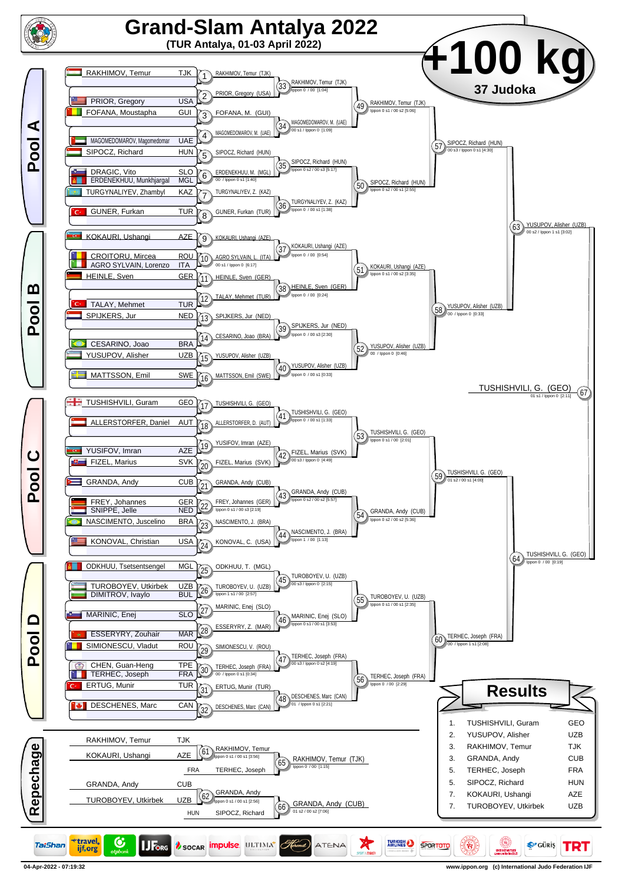# Grand-Slam Antalya 2022

**(TUR Antalya, 01-03 April 2022)**

# +100 kg

**37 Judoka**

## Pool A

| Athlete | Nation |
|---|---|
| RAKHIMOV, Temur | TJK |
| PRIOR, Gregory | USA |
| FOFANA, Moustapha | GUI |
| MAGOMEDOMAROV, Magomedomar | UAE |
| SIPOCZ, Richard | HUN |
| DRAGIC, Vito | SLO |
| ERDENEKHUU, Munkhjargal | MGL |
| TURGYNALIYEV, Zhambyl | KAZ |
| GUNER, Furkan | TUR |

| Contest | Winner | Score |
|---|---|---|
| 1 | RAKHIMOV, Temur (TJK) | |
| 2 | PRIOR, Gregory (USA) | |
| 3 | FOFANA, M. (GUI) | |
| 4 | MAGOMEDOMAROV, M. (UAE) | |
| 5 | SIPOCZ, Richard (HUN) | |
| 6 | ERDENEKHUU, M. (MGL) | 00 / Ippon 0 s1 [1:40] |
| 7 | TURGYNALIYEV, Z. (KAZ) | |
| 8 | GUNER, Furkan (TUR) | |
| 33 | RAKHIMOV, Temur (TJK) | Ippon 0 / 00 [1:04] |
| 34 | MAGOMEDOMAROV, M. (UAE) | 00 s1 / Ippon 0 [1:09] |
| 35 | SIPOCZ, Richard (HUN) | Ippon 0 s2 / 00 s3 [5:17] |
| 36 | TURGYNALIYEV, Z. (KAZ) | Ippon 0 / 00 s1 [1:38] |
| 49 | RAKHIMOV, Temur (TJK) | Ippon 0 s1 / 00 s2 [5:06] |
| 50 | SIPOCZ, Richard (HUN) | Ippon 0 s2 / 00 s1 [2:55] |
| 57 | SIPOCZ, Richard (HUN) | 00 s3 / Ippon 0 s1 [4:30] |

## Pool B

| Athlete | Nation |
|---|---|
| KOKAURI, Ushangi | AZE |
| CROITORU, Mircea | ROU |
| AGRO SYLVAIN, Lorenzo | ITA |
| HEINLE, Sven | GER |
| TALAY, Mehmet | TUR |
| SPIJKERS, Jur | NED |
| CESARINO, Joao | BRA |
| YUSUPOV, Alisher | UZB |
| MATTSSON, Emil | SWE |

| Contest | Winner | Score |
|---|---|---|
| 9 | KOKAURI, Ushangi (AZE) | |
| 10 | AGRO SYLVAIN, L. (ITA) | 00 s1 / Ippon 0 [6:17] |
| 11 | HEINLE, Sven (GER) | |
| 12 | TALAY, Mehmet (TUR) | |
| 13 | SPIJKERS, Jur (NED) | |
| 14 | CESARINO, Joao (BRA) | |
| 15 | YUSUPOV, Alisher (UZB) | |
| 16 | MATTSSON, Emil (SWE) | |
| 37 | KOKAURI, Ushangi (AZE) | Ippon 0 / 00 [0:54] |
| 38 | HEINLE, Sven (GER) | Ippon 0 / 00 [0:24] |
| 39 | SPIJKERS, Jur (NED) | Ippon 0 / 00 s3 [2:30] |
| 40 | YUSUPOV, Alisher (UZB) | Ippon 0 / 00 s1 [0:33] |
| 51 | KOKAURI, Ushangi (AZE) | Ippon 0 s1 / 00 s2 [3:35] |
| 52 | YUSUPOV, Alisher (UZB) | 00 / Ippon 0 [0:46] |
| 58 | YUSUPOV, Alisher (UZB) | 00 / Ippon 0 [0:33] |
| 63 | YUSUPOV, Alisher (UZB) | 00 s2 / Ippon 1 s1 [3:02] |

## Pool C

| Athlete | Nation |
|---|---|
| TUSHISHVILI, Guram | GEO |
| ALLERSTORFER, Daniel | AUT |
| YUSIFOV, Imran | AZE |
| FIZEL, Marius | SVK |
| GRANDA, Andy | CUB |
| FREY, Johannes | GER |
| SNIPPE, Jelle | NED |
| NASCIMENTO, Juscelino | BRA |
| KONOVAL, Christian | USA |

| Contest | Winner | Score |
|---|---|---|
| 17 | TUSHISHVILI, G. (GEO) | |
| 18 | ALLERSTORFER, D. (AUT) | |
| 19 | YUSIFOV, Imran (AZE) | |
| 20 | FIZEL, Marius (SVK) | |
| 21 | GRANDA, Andy (CUB) | |
| 22 | FREY, Johannes (GER) | Ippon 0 s1 / 00 s3 [2:19] |
| 23 | NASCIMENTO, J. (BRA) | |
| 24 | KONOVAL, C. (USA) | |
| 41 | TUSHISHVILI, G. (GEO) | Ippon 0 / 00 s1 [1:33] |
| 42 | FIZEL, Marius (SVK) | 00 s3 / Ippon 0 [4:49] |
| 43 | GRANDA, Andy (CUB) | Ippon 0 s2 / 00 s2 [5:57] |
| 44 | NASCIMENTO, J. (BRA) | Ippon 1 / 00 [1:13] |
| 53 | TUSHISHVILI, G. (GEO) | Ippon 0 s1 / 00 [2:01] |
| 54 | GRANDA, Andy (CUB) | Ippon 0 s2 / 00 s2 [5:36] |
| 59 | TUSHISHVILI, G. (GEO) | 01 s2 / 00 s1 [4:00] |

## Pool D

| Athlete | Nation |
|---|---|
| ODKHUU, Tsetsentsengel | MGL |
| TUROBOYEV, Utkirbek | UZB |
| DIMITROV, Ivaylo | BUL |
| MARINIC, Enej | SLO |
| ESSERYRY, Zouhair | MAR |
| SIMIONESCU, Vladut | ROU |
| CHEN, Guan-Heng | TPE |
| TERHEC, Joseph | FRA |
| ERTUG, Munir | TUR |
| DESCHENES, Marc | CAN |

| Contest | Winner | Score |
|---|---|---|
| 25 | ODKHUU, T. (MGL) | |
| 26 | TUROBOYEV, U. (UZB) | Ippon 1 s1 / 00 [2:57] |
| 27 | MARINIC, Enej (SLO) | |
| 28 | ESSERYRY, Z. (MAR) | |
| 29 | SIMIONESCU, V. (ROU) | |
| 30 | TERHEC, Joseph (FRA) | 00 / Ippon 0 s1 [0:34] |
| 31 | ERTUG, Munir (TUR) | |
| 32 | DESCHENES, Marc (CAN) | |
| 45 | TUROBOYEV, U. (UZB) | 00 s3 / Ippon 0 [2:15] |
| 46 | MARINIC, Enej (SLO) | Ippon 0 s1 / 00 s1 [3:53] |
| 47 | TERHEC, Joseph (FRA) | 00 s3 / Ippon 0 s2 [4:19] |
| 48 | DESCHENES, Marc (CAN) | 01 / Ippon 0 s1 [2:21] |
| 55 | TUROBOYEV, U. (UZB) | Ippon 0 s1 / 00 s1 [2:35] |
| 56 | TERHEC, Joseph (FRA) | Ippon 0 / 00 [2:29] |
| 60 | TERHEC, Joseph (FRA) | 00 / Ippon 1 s1 [2:08] |
| 64 | TUSHISHVILI, G. (GEO) | Ippon 0 / 00 [0:19] |

## Final

| Contest | Winner | Score |
|---|---|---|
| 67 | TUSHISHVILI, G. (GEO) | 01 s1 / Ippon 0 [2:11] |

## Repechage

| Contest | Athletes | Winner | Score |
|---|---|---|---|
| 61 | RAKHIMOV, Temur (TJK) – KOKAURI, Ushangi (AZE) | RAKHIMOV, Temur | Ippon 0 s1 / 00 s1 [3:56] |
| 65 | RAKHIMOV, Temur – TERHEC, Joseph (FRA) | RAKHIMOV, Temur (TJK) | Ippon 0 / 00 [1:15] |
| 62 | GRANDA, Andy (CUB) – TUROBOYEV, Utkirbek (UZB) | GRANDA, Andy | Ippon 0 s1 / 00 s1 [2:56] |
| 66 | GRANDA, Andy – SIPOCZ, Richard (HUN) | GRANDA, Andy (CUB) | 01 s2 / 00 s2 [7:06] |

## Results

| Place | Athlete | Nation |
|---|---|---|
| 1. | TUSHISHVILI, Guram | GEO |
| 2. | YUSUPOV, Alisher | UZB |
| 3. | RAKHIMOV, Temur | TJK |
| 3. | GRANDA, Andy | CUB |
| 5. | TERHEC, Joseph | FRA |
| 5. | SIPOCZ, Richard | HUN |
| 7. | KOKAURI, Ushangi | AZE |
| 7. | TUROBOYEV, Utkirbek | UZB |

04-Apr-2022 - 07:19:32

www.ippon.org (c) International Judo Federation IJF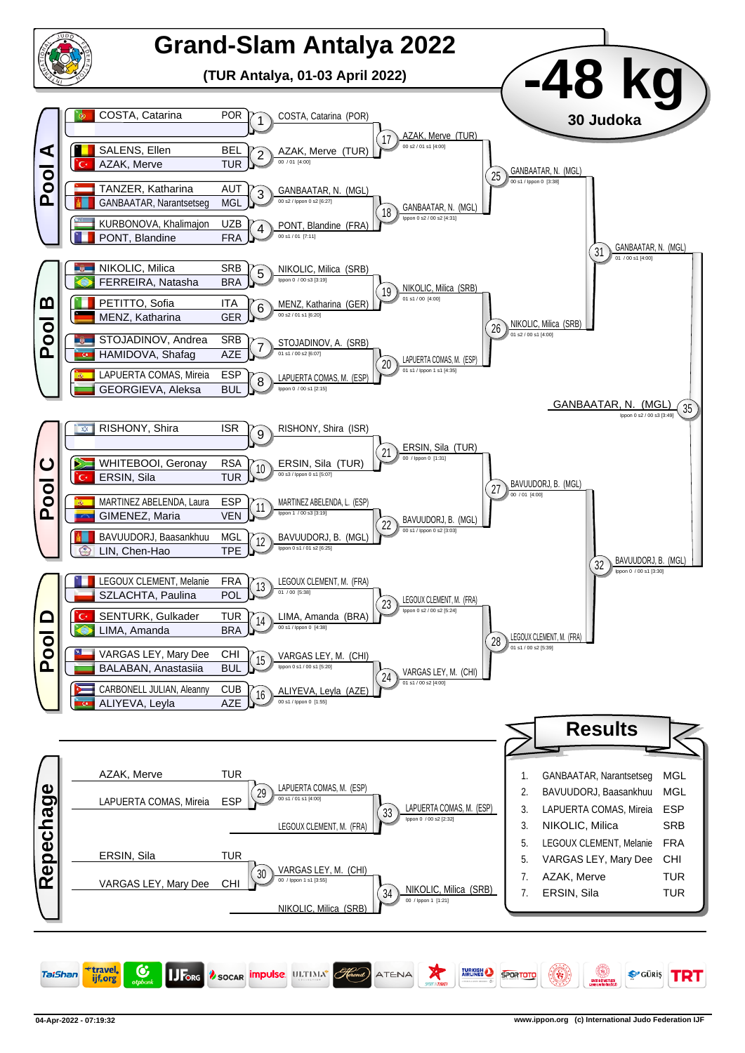# Grand-Slam Antalya 2022

**(TUR Antalya, 01-03 April 2022)**

# -48 kg

**30 Judoka**

## Pool A

| Contest | Athlete 1 | Athlete 2 | Winner | Score |
|---|---|---|---|---|
| 1 | COSTA, Catarina (POR) | – | COSTA, Catarina (POR) | |
| 2 | SALENS, Ellen (BEL) | AZAK, Merve (TUR) | AZAK, Merve (TUR) | 00 / 01 [4:00] |
| 3 | TANZER, Katharina (AUT) | GANBAATAR, Narantsetseg (MGL) | GANBAATAR, N. (MGL) | 00 s2 / Ippon 0 s2 [6:27] |
| 4 | KURBONOVA, Khalimajon (UZB) | PONT, Blandine (FRA) | PONT, Blandine (FRA) | 00 s1 / 01 [7:11] |
| 17 | COSTA, Catarina (POR) | AZAK, Merve (TUR) | AZAK, Merve (TUR) | 00 s2 / 01 s1 [4:00] |
| 18 | GANBAATAR, N. (MGL) | PONT, Blandine (FRA) | GANBAATAR, N. (MGL) | Ippon 0 s2 / 00 s2 [4:31] |
| 25 | AZAK, Merve (TUR) | GANBAATAR, N. (MGL) | GANBAATAR, N. (MGL) | 00 s1 / Ippon 0 [3:38] |

## Pool B

| Contest | Athlete 1 | Athlete 2 | Winner | Score |
|---|---|---|---|---|
| 5 | NIKOLIC, Milica (SRB) | FERREIRA, Natasha (BRA) | NIKOLIC, Milica (SRB) | Ippon 0 / 00 s3 [3:19] |
| 6 | PETITTO, Sofia (ITA) | MENZ, Katharina (GER) | MENZ, Katharina (GER) | 00 s2 / 01 s1 [6:20] |
| 7 | STOJADINOV, Andrea (SRB) | HAMIDOVA, Shafag (AZE) | STOJADINOV, A. (SRB) | 01 s1 / 00 s2 [6:07] |
| 8 | LAPUERTA COMAS, Mireia (ESP) | GEORGIEVA, Aleksa (BUL) | LAPUERTA COMAS, M. (ESP) | Ippon 0 / 00 s1 [2:15] |
| 19 | NIKOLIC, Milica (SRB) | MENZ, Katharina (GER) | NIKOLIC, Milica (SRB) | 01 s1 / 00 [4:00] |
| 20 | STOJADINOV, A. (SRB) | LAPUERTA COMAS, M. (ESP) | LAPUERTA COMAS, M. (ESP) | 01 s1 / Ippon 1 s1 [4:35] |
| 26 | NIKOLIC, Milica (SRB) | LAPUERTA COMAS, M. (ESP) | NIKOLIC, Milica (SRB) | 01 s2 / 00 s1 [4:00] |

**31:** GANBAATAR, N. (MGL) — 01 / 00 s1 [4:00]

## Pool C

| Contest | Athlete 1 | Athlete 2 | Winner | Score |
|---|---|---|---|---|
| 9 | RISHONY, Shira (ISR) | – | RISHONY, Shira (ISR) | |
| 10 | WHITEBOOI, Geronay (RSA) | ERSIN, Sila (TUR) | ERSIN, Sila (TUR) | 00 s3 / Ippon 0 s1 [5:07] |
| 11 | MARTINEZ ABELENDA, Laura (ESP) | GIMENEZ, Maria (VEN) | MARTINEZ ABELENDA, L. (ESP) | Ippon 1 / 00 s3 [3:19] |
| 12 | BAVUUDORJ, Baasankhuu (MGL) | LIN, Chen-Hao (TPE) | BAVUUDORJ, B. (MGL) | Ippon 0 s1 / 01 s2 [6:25] |
| 21 | RISHONY, Shira (ISR) | ERSIN, Sila (TUR) | ERSIN, Sila (TUR) | 00 / Ippon 0 [1:31] |
| 22 | MARTINEZ ABELENDA, L. (ESP) | BAVUUDORJ, B. (MGL) | BAVUUDORJ, B. (MGL) | 00 s1 / Ippon 0 s2 [3:03] |
| 27 | ERSIN, Sila (TUR) | BAVUUDORJ, B. (MGL) | BAVUUDORJ, B. (MGL) | 00 / 01 [4:00] |

## Pool D

| Contest | Athlete 1 | Athlete 2 | Winner | Score |
|---|---|---|---|---|
| 13 | LEGOUX CLEMENT, Melanie (FRA) | SZLACHTA, Paulina (POL) | LEGOUX CLEMENT, M. (FRA) | 01 / 00 [5:38] |
| 14 | SENTURK, Gulkader (TUR) | LIMA, Amanda (BRA) | LIMA, Amanda (BRA) | 00 s1 / Ippon 0 [4:38] |
| 15 | VARGAS LEY, Mary Dee (CHI) | BALABAN, Anastasiia (BUL) | VARGAS LEY, M. (CHI) | Ippon 0 s1 / 00 s1 [5:20] |
| 16 | CARBONELL JULIAN, Aleanny (CUB) | ALIYEVA, Leyla (AZE) | ALIYEVA, Leyla (AZE) | 00 s1 / Ippon 0 [1:55] |
| 23 | LEGOUX CLEMENT, M. (FRA) | LIMA, Amanda (BRA) | LEGOUX CLEMENT, M. (FRA) | Ippon 0 s2 / 00 s2 [5:24] |
| 24 | VARGAS LEY, M. (CHI) | ALIYEVA, Leyla (AZE) | VARGAS LEY, M. (CHI) | 01 s1 / 00 s2 [4:00] |
| 28 | LEGOUX CLEMENT, M. (FRA) | VARGAS LEY, M. (CHI) | LEGOUX CLEMENT, M. (FRA) | 01 s1 / 00 s2 [5:39] |

**32:** BAVUUDORJ, B. (MGL) — Ippon 0 / 00 s1 [3:30]

**35 (Final):** GANBAATAR, N. (MGL) — Ippon 0 s2 / 00 s3 [3:49]

## Repechage

| Contest | Athlete 1 | Athlete 2 | Winner | Score |
|---|---|---|---|---|
| 29 | AZAK, Merve (TUR) | LAPUERTA COMAS, Mireia (ESP) | LAPUERTA COMAS, M. (ESP) | 00 s1 / 01 s1 [4:00] |
| 30 | ERSIN, Sila (TUR) | VARGAS LEY, Mary Dee (CHI) | VARGAS LEY, M. (CHI) | 00 / Ippon 1 s1 [3:55] |
| 33 | LAPUERTA COMAS, M. (ESP) | LEGOUX CLEMENT, M. (FRA) | LAPUERTA COMAS, M. (ESP) | Ippon 0 / 00 s2 [2:32] |
| 34 | VARGAS LEY, M. (CHI) | NIKOLIC, Milica (SRB) | NIKOLIC, Milica (SRB) | 00 / Ippon 1 [1:21] |

## Results

| Place | Name | Country |
|---|---|---|
| 1. | GANBAATAR, Narantsetseg | MGL |
| 2. | BAVUUDORJ, Baasankhuu | MGL |
| 3. | LAPUERTA COMAS, Mireia | ESP |
| 3. | NIKOLIC, Milica | SRB |
| 5. | LEGOUX CLEMENT, Melanie | FRA |
| 5. | VARGAS LEY, Mary Dee | CHI |
| 7. | AZAK, Merve | TUR |
| 7. | ERSIN, Sila | TUR |

04-Apr-2022 - 07:19:32 | www.ippon.org (c) International Judo Federation IJF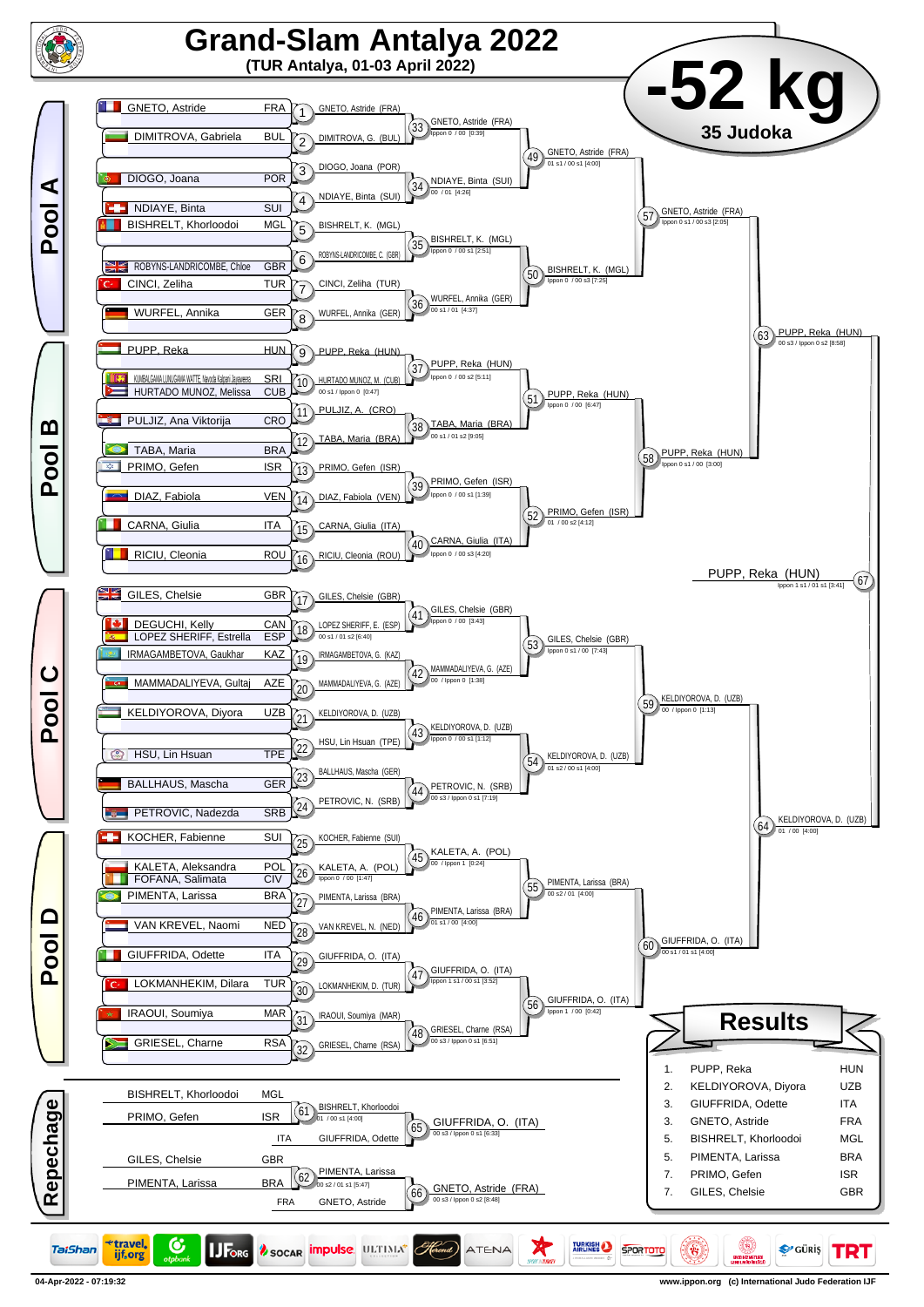# Grand-Slam Antalya 2022

**(TUR Antalya, 01-03 April 2022)**

# -52 kg

**35 Judoka**

## Pool A

| Athlete | Nation |
|---|---|
| GNETO, Astride | FRA |
| DIMITROVA, Gabriela | BUL |
| DIOGO, Joana | POR |
| NDIAYE, Binta | SUI |
| BISHRELT, Khorloodoi | MGL |
| ROBYNS-LANDRICOMBE, Chloe | GBR |
| CINCI, Zeliha | TUR |
| WURFEL, Annika | GER |

- 1: GNETO, Astride (FRA)
- 2: DIMITROVA, G. (BUL)
- 3: DIOGO, Joana (POR)
- 4: NDIAYE, Binta (SUI)
- 5: BISHRELT, K. (MGL)
- 6: ROBYNS-LANDRICOMBE, C. (GBR)
- 7: CINCI, Zeliha (TUR)
- 8: WURFEL, Annika (GER)
- 33: GNETO, Astride (FRA) — Ippon 0 / 00 [0:39]
- 34: NDIAYE, Binta (SUI) — 00 / 01 [4:26]
- 35: BISHRELT, K. (MGL) — Ippon 0 / 00 s1 [2:51]
- 36: WURFEL, Annika (GER) — 00 s1 / 01 [4:37]
- 49: GNETO, Astride (FRA) — 01 s1 / 00 s1 [4:00]
- 50: BISHRELT, K. (MGL) — Ippon 0 / 00 s3 [7:25]
- 57: GNETO, Astride (FRA) — Ippon 0 s1 / 00 s3 [2:05]

## Pool B

| Athlete | Nation |
|---|---|
| PUPP, Reka | HUN |
| KUMBALGAMA LIYANAGAMA WATTE, Navoda Kalpani Jayaweera | SRI |
| HURTADO MUNOZ, Melissa | CUB |
| PULJIZ, Ana Viktorija | CRO |
| TABA, Maria | BRA |
| PRIMO, Gefen | ISR |
| DIAZ, Fabiola | VEN |
| CARNA, Giulia | ITA |
| RICIU, Cleonia | ROU |

- 9: PUPP, Reka (HUN)
- 10: HURTADO MUNOZ, M. (CUB) — 00 s1 / Ippon 0 [0:47]
- 11: PULJIZ, A. (CRO)
- 12: TABA, Maria (BRA)
- 13: PRIMO, Gefen (ISR)
- 14: DIAZ, Fabiola (VEN)
- 15: CARNA, Giulia (ITA)
- 16: RICIU, Cleonia (ROU)
- 37: PUPP, Reka (HUN) — Ippon 0 / 00 s2 [5:11]
- 38: TABA, Maria (BRA) — 00 s1 / 01 s2 [9:05]
- 39: PRIMO, Gefen (ISR) — Ippon 0 / 00 s1 [1:39]
- 40: CARNA, Giulia (ITA) — Ippon 0 / 00 s3 [4:20]
- 51: PUPP, Reka (HUN) — Ippon 0 / 00 [6:47]
- 52: PRIMO, Gefen (ISR) — 01 / 00 s2 [4:12]
- 58: PUPP, Reka (HUN) — Ippon 0 s1 / 00 [3:00]
- 63: PUPP, Reka (HUN) — 00 s3 / Ippon 0 s2 [8:58]

## Pool C

| Athlete | Nation |
|---|---|
| GILES, Chelsie | GBR |
| DEGUCHI, Kelly | CAN |
| LOPEZ SHERIFF, Estrella | ESP |
| IRMAGAMBETOVA, Gaukhar | KAZ |
| MAMMADALIYEVA, Gultaj | AZE |
| KELDIYOROVA, Diyora | UZB |
| HSU, Lin Hsuan | TPE |
| BALLHAUS, Mascha | GER |
| PETROVIC, Nadezda | SRB |

- 17: GILES, Chelsie (GBR)
- 18: LOPEZ SHERIFF, E. (ESP) — 00 s1 / 01 s2 [6:40]
- 19: IRMAGAMBETOVA, G. (KAZ)
- 20: MAMMADALIYEVA, G. (AZE)
- 21: KELDIYOROVA, D. (UZB)
- 22: HSU, Lin Hsuan (TPE)
- 23: BALLHAUS, Mascha (GER)
- 24: PETROVIC, N. (SRB)
- 41: GILES, Chelsie (GBR) — Ippon 0 / 00 [3:43]
- 42: MAMMADALIYEVA, G. (AZE) — 00 / Ippon 0 [1:38]
- 43: KELDIYOROVA, D. (UZB) — Ippon 0 / 00 s1 [1:12]
- 44: PETROVIC, N. (SRB) — 00 s3 / Ippon 0 s1 [7:19]
- 53: GILES, Chelsie (GBR) — Ippon 0 s1 / 00 [7:43]
- 54: KELDIYOROVA, D. (UZB) — 01 s2 / 00 s1 [4:00]
- 59: KELDIYOROVA, D. (UZB) — 00 / Ippon 0 [1:13]

## Pool D

| Athlete | Nation |
|---|---|
| KOCHER, Fabienne | SUI |
| KALETA, Aleksandra | POL |
| FOFANA, Salimata | CIV |
| PIMENTA, Larissa | BRA |
| VAN KREVEL, Naomi | NED |
| GIUFFRIDA, Odette | ITA |
| LOKMANHEKIM, Dilara | TUR |
| IRAOUI, Soumiya | MAR |
| GRIESEL, Charne | RSA |

- 25: KOCHER, Fabienne (SUI)
- 26: KALETA, A. (POL) — Ippon 0 / 00 [1:47]
- 27: PIMENTA, Larissa (BRA)
- 28: VAN KREVEL, N. (NED)
- 29: GIUFFRIDA, O. (ITA)
- 30: LOKMANHEKIM, D. (TUR)
- 31: IRAOUI, Soumiya (MAR)
- 32: GRIESEL, Charne (RSA)
- 45: KALETA, A. (POL) — 00 / Ippon 1 [0:24]
- 46: PIMENTA, Larissa (BRA) — 01 s1 / 00 [4:00]
- 47: GIUFFRIDA, O. (ITA) — Ippon 1 s1 / 00 s1 [3:52]
- 48: GRIESEL, Charne (RSA) — 00 s3 / Ippon 0 s1 [6:51]
- 55: PIMENTA, Larissa (BRA) — 00 s2 / 01 [4:00]
- 56: GIUFFRIDA, O. (ITA) — Ippon 1 / 00 [0:42]
- 60: GIUFFRIDA, O. (ITA) — 00 s1 / 01 s1 [4:00]
- 64: KELDIYOROVA, D. (UZB) — 01 / 00 [4:00]

## Final

- 67: PUPP, Reka (HUN) — Ippon 1 s1 / 01 s1 [3:41]

## Repechage

- 61: BISHRELT, Khorloodoi (MGL) vs PRIMO, Gefen (ISR) — BISHRELT, Khorloodoi — 01 / 00 s1 [4:00]
- 65: BISHRELT, Khorloodoi vs GIUFFRIDA, Odette (ITA) — GIUFFRIDA, O. (ITA) — 00 s3 / Ippon 0 s1 [6:33]
- 62: GILES, Chelsie (GBR) vs PIMENTA, Larissa (BRA) — PIMENTA, Larissa — 00 s2 / 01 s1 [5:47]
- 66: PIMENTA, Larissa vs GNETO, Astride (FRA) — GNETO, Astride (FRA) — 00 s3 / Ippon 0 s2 [8:48]

## Results

| | Athlete | Nation |
|---|---|---|
| 1. | PUPP, Reka | HUN |
| 2. | KELDIYOROVA, Diyora | UZB |
| 3. | GIUFFRIDA, Odette | ITA |
| 3. | GNETO, Astride | FRA |
| 5. | BISHRELT, Khorloodoi | MGL |
| 5. | PIMENTA, Larissa | BRA |
| 7. | PRIMO, Gefen | ISR |
| 7. | GILES, Chelsie | GBR |

04-Apr-2022 - 07:19:32

www.ippon.org (c) International Judo Federation IJF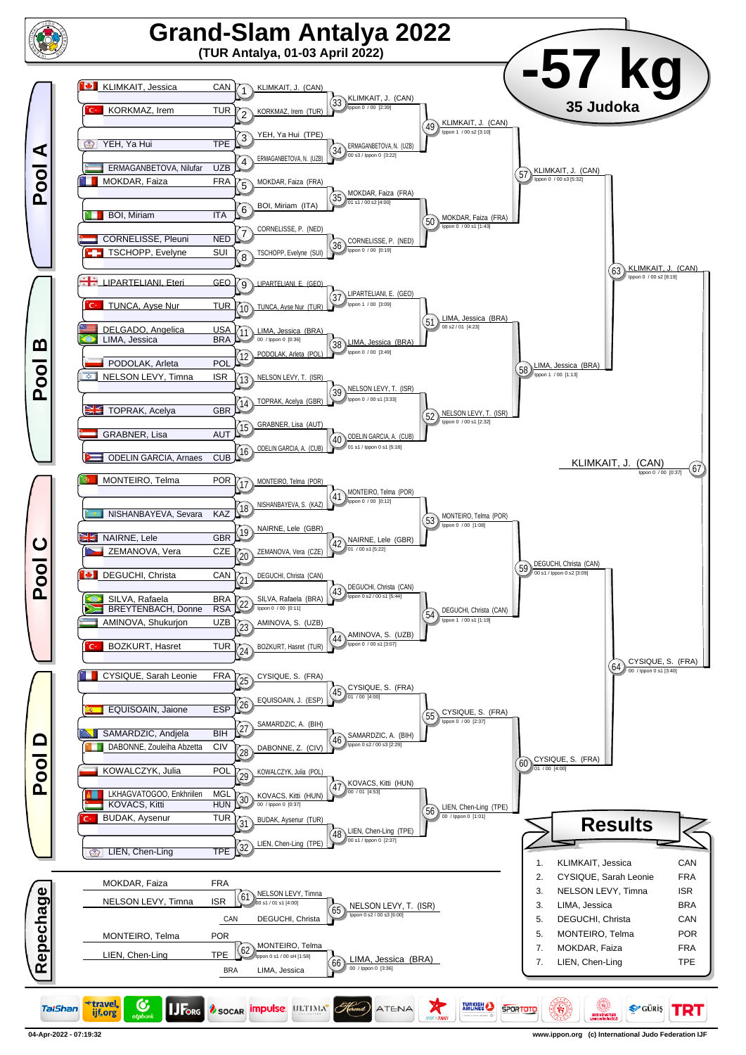# Grand-Slam Antalya 2022

**(TUR Antalya, 01-03 April 2022)**

# -57 kg

**35 Judoka**

## Pool A

| Athlete | Nation |
|---|---|
| KLIMKAIT, Jessica | CAN |
| KORKMAZ, Irem | TUR |
| YEH, Ya Hui | TPE |
| ERMAGANBETOVA, Nilufar | UZB |
| MOKDAR, Faiza | FRA |
| BOI, Miriam | ITA |
| CORNELISSE, Pleuni | NED |
| TSCHOPP, Evelyne | SUI |

- (1) KLIMKAIT, J. (CAN)
- (2) KORKMAZ, Irem (TUR)
- (3) YEH, Ya Hui (TPE)
- (4) ERMAGANBETOVA, N. (UZB)
- (5) MOKDAR, Faiza (FRA)
- (6) BOI, Miriam (ITA)
- (7) CORNELISSE, P. (NED)
- (8) TSCHOPP, Evelyne (SUI)
- (33) KLIMKAIT, J. (CAN) — Ippon 0 / 00 [2:39]
- (34) ERMAGANBETOVA, N. (UZB) — 00 s3 / Ippon 0 [3:22]
- (35) MOKDAR, Faiza (FRA) — 01 s1 / 00 s2 [4:00]
- (36) CORNELISSE, P. (NED) — Ippon 0 / 00 [0:19]
- (49) KLIMKAIT, J. (CAN) — Ippon 1 / 00 s2 [3:10]
- (50) MOKDAR, Faiza (FRA) — Ippon 0 / 00 s1 [1:43]
- (57) KLIMKAIT, J. (CAN) — Ippon 0 / 00 s3 [5:32]

## Pool B

| Athlete | Nation |
|---|---|
| LIPARTELIANI, Eteri | GEO |
| TUNCA, Ayse Nur | TUR |
| DELGADO, Angelica | USA |
| LIMA, Jessica | BRA |
| PODOLAK, Arleta | POL |
| NELSON LEVY, Timna | ISR |
| TOPRAK, Acelya | GBR |
| GRABNER, Lisa | AUT |
| ODELIN GARCIA, Arnaes | CUB |

- (9) LIPARTELIANI, E. (GEO)
- (10) TUNCA, Ayse Nur (TUR)
- (11) LIMA, Jessica (BRA) — 00 / Ippon 0 [0:36]
- (12) PODOLAK, Arleta (POL)
- (13) NELSON LEVY, T. (ISR)
- (14) TOPRAK, Acelya (GBR)
- (15) GRABNER, Lisa (AUT)
- (16) ODELIN GARCIA, A. (CUB)
- (37) LIPARTELIANI, E. (GEO) — Ippon 1 / 00 [3:09]
- (38) LIMA, Jessica (BRA) — Ippon 0 / 00 [3:49]
- (39) NELSON LEVY, T. (ISR) — Ippon 0 / 00 s1 [3:33]
- (40) ODELIN GARCIA, A. (CUB) — 01 s1 / Ippon 0 s1 [5:18]
- (51) LIMA, Jessica (BRA) — 00 s2 / 01 [4:23]
- (52) NELSON LEVY, T. (ISR) — Ippon 0 / 00 s1 [2:32]
- (58) LIMA, Jessica (BRA) — Ippon 1 / 00 [1:13]
- (63) KLIMKAIT, J. (CAN) — Ippon 0 / 00 s2 [8:19]

## Final

- (67) KLIMKAIT, J. (CAN) — Ippon 0 / 00 [0:37]

## Pool C

| Athlete | Nation |
|---|---|
| MONTEIRO, Telma | POR |
| NISHANBAYEVA, Sevara | KAZ |
| NAIRNE, Lele | GBR |
| ZEMANOVA, Vera | CZE |
| DEGUCHI, Christa | CAN |
| SILVA, Rafaela | BRA |
| BREYTENBACH, Donne | RSA |
| AMINOVA, Shukurjon | UZB |
| BOZKURT, Hasret | TUR |

- (17) MONTEIRO, Telma (POR)
- (18) NISHANBAYEVA, S. (KAZ)
- (19) NAIRNE, Lele (GBR)
- (20) ZEMANOVA, Vera (CZE)
- (21) DEGUCHI, Christa (CAN)
- (22) SILVA, Rafaela (BRA) — Ippon 0 / 00 [0:11]
- (23) AMINOVA, S. (UZB)
- (24) BOZKURT, Hasret (TUR)
- (41) MONTEIRO, Telma (POR) — Ippon 0 / 00 [0:12]
- (42) NAIRNE, Lele (GBR) — 01 / 00 s1 [5:22]
- (43) DEGUCHI, Christa (CAN) — Ippon 0 s2 / 00 s1 [5:44]
- (44) AMINOVA, S. (UZB) — Ippon 0 / 00 s1 [3:07]
- (53) MONTEIRO, Telma (POR) — Ippon 0 / 00 [1:08]
- (54) DEGUCHI, Christa (CAN) — Ippon 1 / 00 s1 [1:19]
- (59) DEGUCHI, Christa (CAN) — 00 s1 / Ippon 0 s2 [3:09]

## Pool D

| Athlete | Nation |
|---|---|
| CYSIQUE, Sarah Leonie | FRA |
| EQUISOAIN, Jaione | ESP |
| SAMARDZIC, Andjela | BIH |
| DABONNE, Zouleiha Abzetta | CIV |
| KOWALCZYK, Julia | POL |
| LKHAGVATOGOO, Enkhriilen | MGL |
| KOVACS, Kitti | HUN |
| BUDAK, Aysenur | TUR |
| LIEN, Chen-Ling | TPE |

- (25) CYSIQUE, S. (FRA)
- (26) EQUISOAIN, J. (ESP)
- (27) SAMARDZIC, A. (BIH)
- (28) DABONNE, Z. (CIV)
- (29) KOWALCZYK, Julia (POL)
- (30) KOVACS, Kitti (HUN) — 00 / Ippon 0 [0:37]
- (31) BUDAK, Aysenur (TUR)
- (32) LIEN, Chen-Ling (TPE)
- (45) CYSIQUE, S. (FRA) — 01 / 00 [4:00]
- (46) SAMARDZIC, A. (BIH) — Ippon 0 s2 / 00 s3 [2:29]
- (47) KOVACS, Kitti (HUN) — 00 / 01 [4:53]
- (48) LIEN, Chen-Ling (TPE) — 00 s1 / Ippon 0 [2:37]
- (55) CYSIQUE, S. (FRA) — Ippon 0 / 00 [2:37]
- (56) LIEN, Chen-Ling (TPE) — 00 / Ippon 0 [1:01]
- (60) CYSIQUE, S. (FRA) — 01 / 00 [4:00]
- (64) CYSIQUE, S. (FRA) — 00 / Ippon 0 s1 [3:40]

## Repechage

- MOKDAR, Faiza (FRA) vs NELSON LEVY, Timna (ISR) — (61) NELSON LEVY, Timna — 00 s1 / 01 s1 [4:00]
- (65) NELSON LEVY, T. (ISR) vs DEGUCHI, Christa (CAN) — Ippon 0 s2 / 00 s3 [6:00]
- MONTEIRO, Telma (POR) vs LIEN, Chen-Ling (TPE) — (62) MONTEIRO, Telma — Ippon 0 s1 / 00 sH [1:58]
- (66) LIMA, Jessica (BRA) vs MONTEIRO, Telma — 00 / Ippon 0 [3:36]

## Results

| Rank | Athlete | Nation |
|---|---|---|
| 1. | KLIMKAIT, Jessica | CAN |
| 2. | CYSIQUE, Sarah Leonie | FRA |
| 3. | NELSON LEVY, Timna | ISR |
| 3. | LIMA, Jessica | BRA |
| 5. | DEGUCHI, Christa | CAN |
| 5. | MONTEIRO, Telma | POR |
| 7. | MOKDAR, Faiza | FRA |
| 7. | LIEN, Chen-Ling | TPE |

04-Apr-2022 - 07:19:32

www.ippon.org (c) International Judo Federation IJF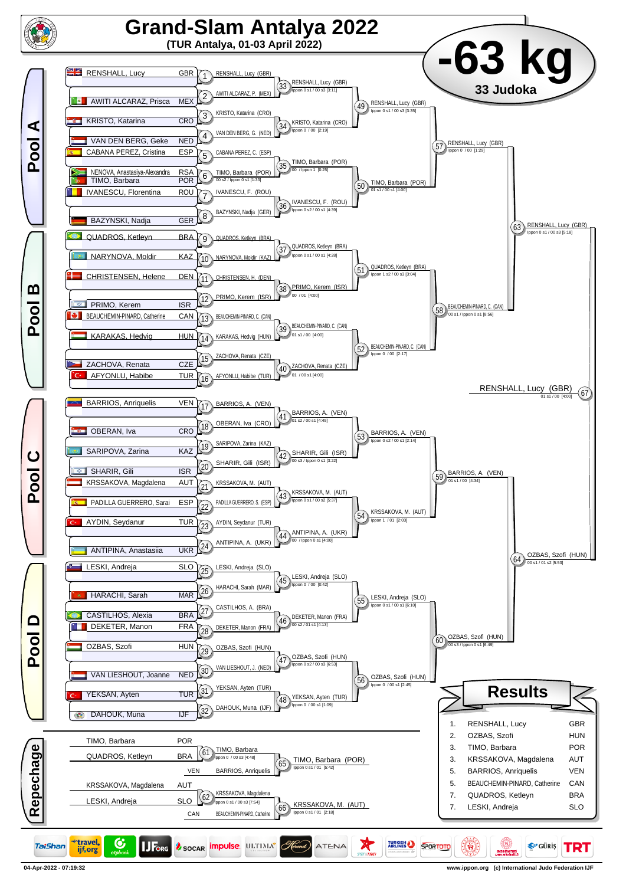# Grand-Slam Antalya 2022

**(TUR Antalya, 01-03 April 2022)**

## -63 kg

**33 Judoka**

## Pool A

| # | Athlete | Nation |
|---|---|---|
| 1 | RENSHALL, Lucy | GBR |
| 2 | AWITI ALCARAZ, Prisca | MEX |
| 3 | KRISTO, Katarina | CRO |
| 4 | VAN DEN BERG, Geke | NED |
| 5 | CABANA PEREZ, Cristina | ESP |
| 6 | NENOVA, Anastasiya-Alexandra | RSA |
| 6 | TIMO, Barbara | POR |
| 7 | IVANESCU, Florentina | ROU |
| 8 | BAZYNSKI, Nadja | GER |

- 1: RENSHALL, Lucy (GBR)
- 2: AWITI ALCARAZ, P. (MEX)
- 3: KRISTO, Katarina (CRO)
- 4: VAN DEN BERG, G. (NED)
- 5: CABANA PEREZ, C. (ESP)
- 6: TIMO, Barbara (POR) — 00 s2 / Ippon 0 s1 [1:33]
- 7: IVANESCU, F. (ROU)
- 8: BAZYNSKI, Nadja (GER)
- 33: RENSHALL, Lucy (GBR) — Ippon 0 s1 / 00 s3 [3:11]
- 34: KRISTO, Katarina (CRO) — Ippon 0 / 00 [2:19]
- 35: TIMO, Barbara (POR) — 00 / Ippon 1 [0:25]
- 36: IVANESCU, F. (ROU) — Ippon 0 s2 / 00 s1 [4:39]
- 49: RENSHALL, Lucy (GBR) — Ippon 0 s1 / 00 s3 [3:35]
- 50: TIMO, Barbara (POR) — 01 s1 / 00 s1 [4:00]
- 57: RENSHALL, Lucy (GBR) — Ippon 0 / 00 [1:29]

## Pool B

| # | Athlete | Nation |
|---|---|---|
| 9 | QUADROS, Ketleyn | BRA |
| 10 | NARYNOVA, Moldir | KAZ |
| 11 | CHRISTENSEN, Helene | DEN |
| 12 | PRIMO, Kerem | ISR |
| 13 | BEAUCHEMIN-PINARD, Catherine | CAN |
| 14 | KARAKAS, Hedvig | HUN |
| 15 | ZACHOVA, Renata | CZE |
| 16 | AFYONLU, Habibe | TUR |

- 9: QUADROS, Ketleyn (BRA)
- 10: NARYNOVA, Moldir (KAZ)
- 11: CHRISTENSEN, H. (DEN)
- 12: PRIMO, Kerem (ISR)
- 13: BEAUCHEMIN-PINARD, C. (CAN)
- 14: KARAKAS, Hedvig (HUN)
- 15: ZACHOVA, Renata (CZE)
- 16: AFYONLU, Habibe (TUR)
- 37: QUADROS, Ketleyn (BRA) — Ippon 0 s1 / 00 s1 [4:28]
- 38: PRIMO, Kerem (ISR) — 00 / 01 [4:00]
- 39: BEAUCHEMIN-PINARD, C. (CAN) — 01 s1 / 00 [4:00]
- 40: ZACHOVA, Renata (CZE) — 01 / 00 s1 [4:00]
- 51: QUADROS, Ketleyn (BRA) — Ippon 1 s2 / 00 s3 [3:04]
- 52: BEAUCHEMIN-PINARD, C. (CAN) — Ippon 0 / 00 [2:17]
- 58: BEAUCHEMIN-PINARD, C. (CAN) — 00 s1 / Ippon 0 s1 [8:56]
- 63: RENSHALL, Lucy (GBR) — Ippon 0 s1 / 00 s3 [5:18]

## Final

- 67: RENSHALL, Lucy (GBR) — 01 s1 / 00 [4:00]

## Pool C

| # | Athlete | Nation |
|---|---|---|
| 17 | BARRIOS, Anriquelis | VEN |
| 18 | OBERAN, Iva | CRO |
| 19 | SARIPOVA, Zarina | KAZ |
| 20 | SHARIR, Gili | ISR |
| 21 | KRSSAKOVA, Magdalena | AUT |
| 22 | PADILLA GUERRERO, Sarai | ESP |
| 23 | AYDIN, Seydanur | TUR |
| 24 | ANTIPINA, Anastasiia | UKR |

- 17: BARRIOS, A. (VEN)
- 18: OBERAN, Iva (CRO)
- 19: SARIPOVA, Zarina (KAZ)
- 20: SHARIR, Gili (ISR)
- 21: KRSSAKOVA, M. (AUT)
- 22: PADILLA GUERRERO, S. (ESP)
- 23: AYDIN, Seydanur (TUR)
- 24: ANTIPINA, A. (UKR)
- 41: BARRIOS, A. (VEN) — 01 s2 / 00 s1 [4:45]
- 42: SHARIR, Gili (ISR) — 00 s3 / Ippon 0 s1 [3:22]
- 43: KRSSAKOVA, M. (AUT) — Ippon 0 s1 / 00 s2 [5:37]
- 44: ANTIPINA, A. (UKR) — 00 / Ippon 0 s1 [4:00]
- 53: BARRIOS, A. (VEN) — Ippon 0 s2 / 00 s1 [2:14]
- 54: KRSSAKOVA, M. (AUT) — Ippon 1 / 01 [2:03]
- 59: BARRIOS, A. (VEN) — 01 s1 / 00 [4:34]

## Pool D

| # | Athlete | Nation |
|---|---|---|
| 25 | LESKI, Andreja | SLO |
| 26 | HARACHI, Sarah | MAR |
| 27 | CASTILHOS, Alexia | BRA |
| 28 | DEKETER, Manon | FRA |
| 29 | OZBAS, Szofi | HUN |
| 30 | VAN LIESHOUT, Joanne | NED |
| 31 | YEKSAN, Ayten | TUR |
| 32 | DAHOUK, Muna | IJF |

- 25: LESKI, Andreja (SLO)
- 26: HARACHI, Sarah (MAR)
- 27: CASTILHOS, A. (BRA)
- 28: DEKETER, Manon (FRA)
- 29: OZBAS, Szofi (HUN)
- 30: VAN LIESHOUT, J. (NED)
- 31: YEKSAN, Ayten (TUR)
- 32: DAHOUK, Muna (IJF)
- 45: LESKI, Andreja (SLO) — Ippon 0 / 00 [0:42]
- 46: DEKETER, Manon (FRA) — 00 s2 / 01 s1 [4:13]
- 47: OZBAS, Szofi (HUN) — Ippon 0 s2 / 00 s3 [6:53]
- 48: YEKSAN, Ayten (TUR) — Ippon 0 / 00 s1 [1:09]
- 55: LESKI, Andreja (SLO) — Ippon 0 s1 / 00 s1 [6:10]
- 56: OZBAS, Szofi (HUN) — Ippon 0 / 00 s1 [2:45]
- 60: OZBAS, Szofi (HUN) — 00 s3 / Ippon 0 s1 [6:49]
- 64: OZBAS, Szofi (HUN) — 00 s1 / 01 s2 [5:53]

## Repechage

- 61: TIMO, Barbara (POR) vs QUADROS, Ketleyn (BRA) — TIMO, Barbara — Ippon 0 / 00 s3 [4:48]
- 65: TIMO, Barbara (POR) vs BARRIOS, Anriquelis (VEN) — TIMO, Barbara (POR) — Ippon 0 s1 / 01 [5:42]
- 62: KRSSAKOVA, Magdalena (AUT) vs LESKI, Andreja (SLO) — KRSSAKOVA, Magdalena — Ippon 0 s1 / 00 s3 [7:54]
- 66: KRSSAKOVA, Magdalena vs BEAUCHEMIN-PINARD, Catherine (CAN) — KRSSAKOVA, M. (AUT) — Ippon 0 s1 / 01 [2:18]

## Results

| Rank | Athlete | Nation |
|---|---|---|
| 1. | RENSHALL, Lucy | GBR |
| 2. | OZBAS, Szofi | HUN |
| 3. | TIMO, Barbara | POR |
| 3. | KRSSAKOVA, Magdalena | AUT |
| 5. | BARRIOS, Anriquelis | VEN |
| 5. | BEAUCHEMIN-PINARD, Catherine | CAN |
| 7. | QUADROS, Ketleyn | BRA |
| 7. | LESKI, Andreja | SLO |

04-Apr-2022 - 07:19:32

www.ippon.org (c) International Judo Federation IJF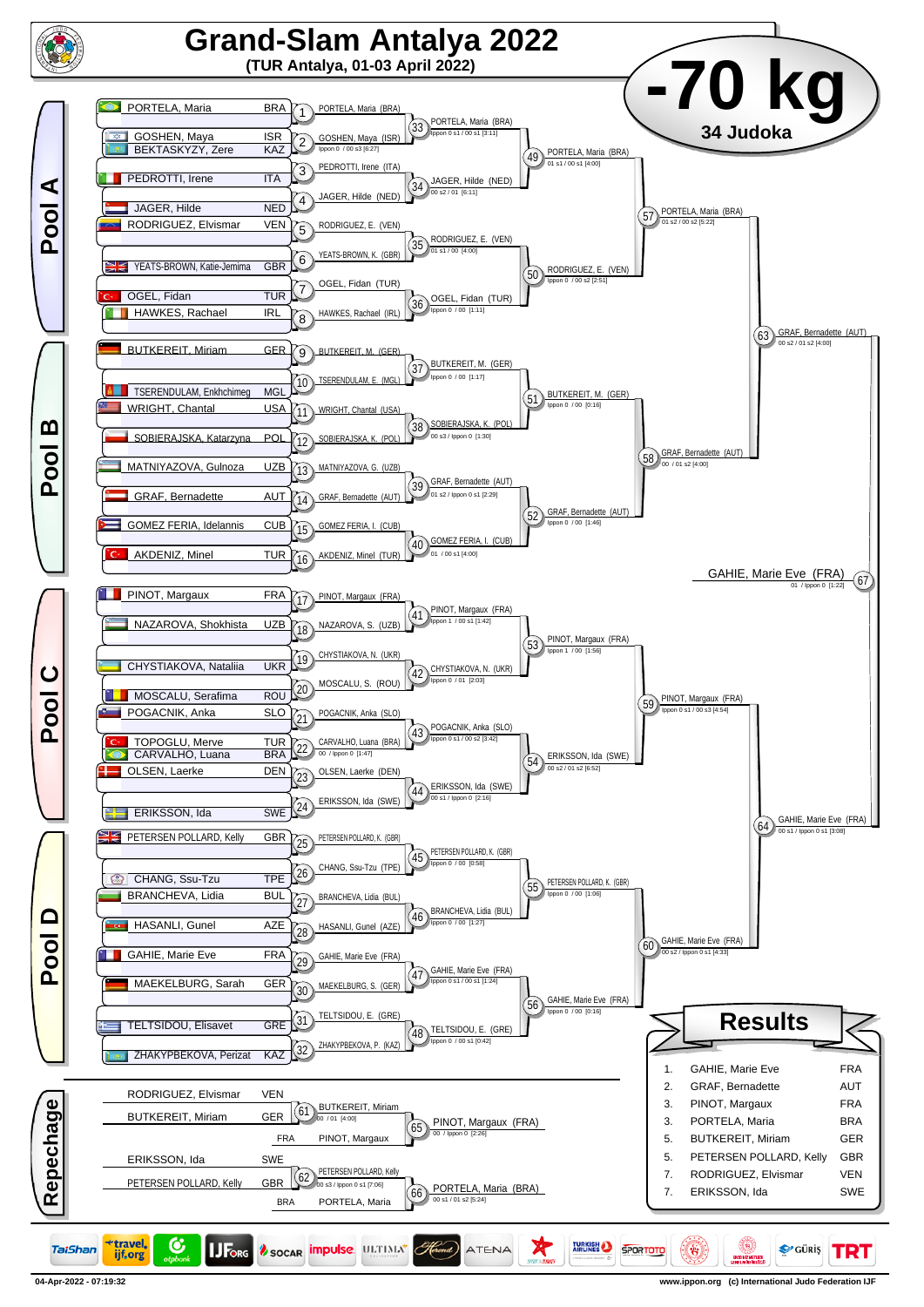# Grand-Slam Antalya 2022

**(TUR Antalya, 01-03 April 2022)**

# -70 kg

**34 Judoka**

## Pool A

| Athlete | Country |
|---|---|
| PORTELA, Maria | BRA |
| GOSHEN, Maya | ISR |
| BEKTASKYZY, Zere | KAZ |
| PEDROTTI, Irene | ITA |
| JAGER, Hilde | NED |
| RODRIGUEZ, Elvismar | VEN |
| YEATS-BROWN, Katie-Jemima | GBR |
| OGEL, Fidan | TUR |
| HAWKES, Rachael | IRL |

- 1: PORTELA, Maria (BRA)
- 2: GOSHEN, Maya (ISR) — Ippon 0 / 00 s3 [6:27]
- 3: PEDROTTI, Irene (ITA)
- 4: JAGER, Hilde (NED)
- 5: RODRIGUEZ, E. (VEN)
- 6: YEATS-BROWN, K. (GBR)
- 7: OGEL, Fidan (TUR)
- 8: HAWKES, Rachael (IRL)
- 33: PORTELA, Maria (BRA) — Ippon 0 s1 / 00 s1 [3:11]
- 34: JAGER, Hilde (NED) — 00 s2 / 01 [6:11]
- 35: RODRIGUEZ, E. (VEN) — 01 s1 / 00 [4:00]
- 36: OGEL, Fidan (TUR) — Ippon 0 / 00 [1:11]
- 49: PORTELA, Maria (BRA) — 01 s1 / 00 s1 [4:00]
- 50: RODRIGUEZ, E. (VEN) — Ippon 0 / 00 s2 [2:51]
- 57: PORTELA, Maria (BRA) — 01 s2 / 00 s2 [5:22]

## Pool B

| Athlete | Country |
|---|---|
| BUTKEREIT, Miriam | GER |
| TSERENDULAM, Enkhchimeg | MGL |
| WRIGHT, Chantal | USA |
| SOBIERAJSKA, Katarzyna | POL |
| MATNIYAZOVA, Gulnoza | UZB |
| GRAF, Bernadette | AUT |
| GOMEZ FERIA, Idelannis | CUB |
| AKDENIZ, Minel | TUR |

- 9: BUTKEREIT, M. (GER)
- 10: TSERENDULAM, E. (MGL)
- 11: WRIGHT, Chantal (USA)
- 12: SOBIERAJSKA, K. (POL)
- 13: MATNIYAZOVA, G. (UZB)
- 14: GRAF, Bernadette (AUT)
- 15: GOMEZ FERIA, I. (CUB)
- 16: AKDENIZ, Minel (TUR)
- 37: BUTKEREIT, M. (GER) — Ippon 0 / 00 [1:17]
- 38: SOBIERAJSKA, K. (POL) — 00 s3 / Ippon 0 [1:30]
- 39: GRAF, Bernadette (AUT) — 01 s2 / Ippon 0 s1 [2:29]
- 40: GOMEZ FERIA, I. (CUB) — 01 / 00 s1 [4:00]
- 51: BUTKEREIT, M. (GER) — Ippon 0 / 00 [0:16]
- 52: GRAF, Bernadette (AUT) — Ippon 0 / 00 [1:46]
- 58: GRAF, Bernadette (AUT) — 00 / 01 s2 [4:00]
- 63: GRAF, Bernadette (AUT) — 00 s2 / 01 s2 [4:00]

## Pool C

| Athlete | Country |
|---|---|
| PINOT, Margaux | FRA |
| NAZAROVA, Shokhista | UZB |
| CHYSTIAKOVA, Nataliia | UKR |
| MOSCALU, Serafima | ROU |
| POGACNIK, Anka | SLO |
| TOPOGLU, Merve | TUR |
| CARVALHO, Luana | BRA |
| OLSEN, Laerke | DEN |
| ERIKSSON, Ida | SWE |

- 17: PINOT, Margaux (FRA)
- 18: NAZAROVA, S. (UZB)
- 19: CHYSTIAKOVA, N. (UKR)
- 20: MOSCALU, S. (ROU)
- 21: POGACNIK, Anka (SLO)
- 22: CARVALHO, Luana (BRA) — 00 / Ippon 0 [1:47]
- 23: OLSEN, Laerke (DEN)
- 24: ERIKSSON, Ida (SWE)
- 41: PINOT, Margaux (FRA) — Ippon 1 / 00 s1 [1:42]
- 42: CHYSTIAKOVA, N. (UKR) — Ippon 0 / 01 [2:03]
- 43: POGACNIK, Anka (SLO) — Ippon 0 s1 / 00 s2 [3:42]
- 44: ERIKSSON, Ida (SWE) — 00 s1 / Ippon 0 [2:16]
- 53: PINOT, Margaux (FRA) — Ippon 1 / 00 [1:56]
- 54: ERIKSSON, Ida (SWE) — 00 s2 / 01 s2 [6:52]
- 59: PINOT, Margaux (FRA) — Ippon 0 s1 / 00 s3 [4:54]

## Pool D

| Athlete | Country |
|---|---|
| PETERSEN POLLARD, Kelly | GBR |
| CHANG, Ssu-Tzu | TPE |
| BRANCHEVA, Lidia | BUL |
| HASANLI, Gunel | AZE |
| GAHIE, Marie Eve | FRA |
| MAEKELBURG, Sarah | GER |
| TELTSIDOU, Elisavet | GRE |
| ZHAKYPBEKOVA, Perizat | KAZ |

- 25: PETERSEN POLLARD, K. (GBR)
- 26: CHANG, Ssu-Tzu (TPE)
- 27: BRANCHEVA, Lidia (BUL)
- 28: HASANLI, Gunel (AZE)
- 29: GAHIE, Marie Eve (FRA)
- 30: MAEKELBURG, S. (GER)
- 31: TELTSIDOU, E. (GRE)
- 32: ZHAKYPBEKOVA, P. (KAZ)
- 45: PETERSEN POLLARD, K. (GBR) — Ippon 0 / 00 [0:58]
- 46: BRANCHEVA, Lidia (BUL) — Ippon 0 / 00 [1:27]
- 47: GAHIE, Marie Eve (FRA) — Ippon 0 s1 / 00 s1 [1:24]
- 48: TELTSIDOU, E. (GRE) — Ippon 0 / 00 s1 [0:42]
- 55: PETERSEN POLLARD, K. (GBR) — Ippon 0 / 00 [1:06]
- 56: GAHIE, Marie Eve (FRA) — Ippon 0 / 00 [0:16]
- 60: GAHIE, Marie Eve (FRA) — 00 s2 / Ippon 0 s1 [4:33]
- 64: GAHIE, Marie Eve (FRA) — 00 s1 / Ippon 0 s1 [3:08]

## Final

- 67: GAHIE, Marie Eve (FRA) — 01 / Ippon 0 [1:22]

## Repechage

- RODRIGUEZ, Elvismar (VEN) vs BUTKEREIT, Miriam (GER)
- 61: BUTKEREIT, Miriam — 00 / 01 [4:00]
- 65: PINOT, Margaux (FRA) vs BUTKEREIT, Miriam — PINOT, Margaux (FRA) — 00 / Ippon 0 [2:26]
- ERIKSSON, Ida (SWE) vs PETERSEN POLLARD, Kelly (GBR)
- 62: PETERSEN POLLARD, Kelly — 00 s3 / Ippon 0 s1 [7:06]
- 66: PORTELA, Maria (BRA) vs PETERSEN POLLARD, Kelly — PORTELA, Maria (BRA) — 00 s1 / 01 s2 [5:24]

## Results

| Place | Athlete | Country |
|---|---|---|
| 1. | GAHIE, Marie Eve | FRA |
| 2. | GRAF, Bernadette | AUT |
| 3. | PINOT, Margaux | FRA |
| 3. | PORTELA, Maria | BRA |
| 5. | BUTKEREIT, Miriam | GER |
| 5. | PETERSEN POLLARD, Kelly | GBR |
| 7. | RODRIGUEZ, Elvismar | VEN |
| 7. | ERIKSSON, Ida | SWE |

04-Apr-2022 - 07:19:32

www.ippon.org (c) International Judo Federation IJF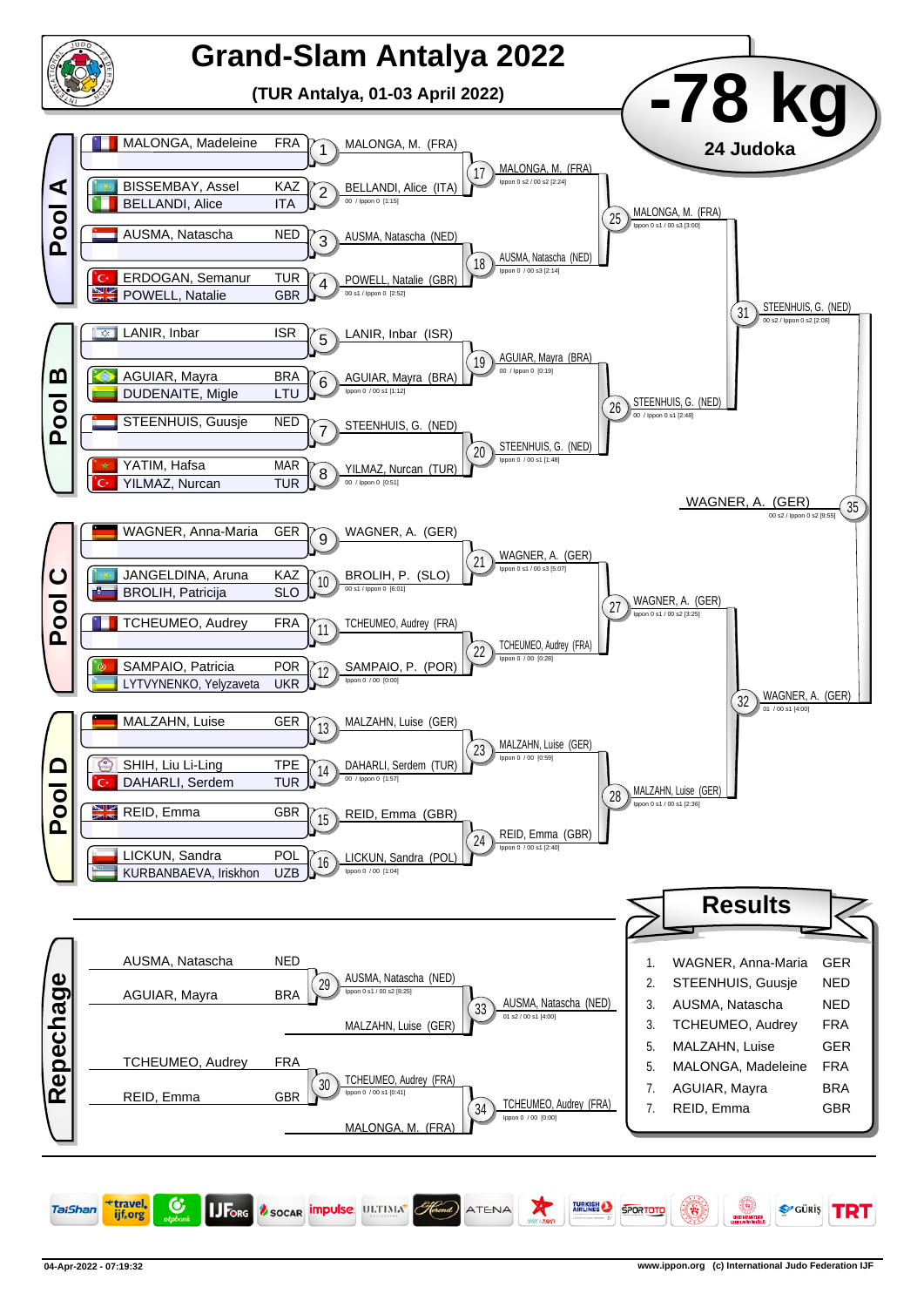# Grand-Slam Antalya 2022

**(TUR Antalya, 01-03 April 2022)**

## -78 kg

**24 Judoka**

### Pool A

| Athlete | Country |
|---|---|
| MALONGA, Madeleine | FRA |
| BISSEMBAY, Assel | KAZ |
| BELLANDI, Alice | ITA |
| AUSMA, Natascha | NED |
| ERDOGAN, Semanur | TUR |
| POWELL, Natalie | GBR |

- 1: MALONGA, M. (FRA)
- 2: BELLANDI, Alice (ITA) — 00 / Ippon 0 [1:15]
- 3: AUSMA, Natascha (NED)
- 4: POWELL, Natalie (GBR) — 00 s1 / Ippon 0 [2:52]
- 17: MALONGA, M. (FRA) — Ippon 0 s2 / 00 s2 [2:24]
- 18: AUSMA, Natascha (NED) — Ippon 0 / 00 s3 [2:14]
- 25: MALONGA, M. (FRA) — Ippon 0 s1 / 00 s3 [3:00]

### Pool B

| Athlete | Country |
|---|---|
| LANIR, Inbar | ISR |
| AGUIAR, Mayra | BRA |
| DUDENAITE, Migle | LTU |
| STEENHUIS, Guusje | NED |
| YATIM, Hafsa | MAR |
| YILMAZ, Nurcan | TUR |

- 5: LANIR, Inbar (ISR)
- 6: AGUIAR, Mayra (BRA) — Ippon 0 / 00 s1 [1:12]
- 7: STEENHUIS, G. (NED)
- 8: YILMAZ, Nurcan (TUR) — 00 / Ippon 0 [0:51]
- 19: AGUIAR, Mayra (BRA) — 00 / Ippon 0 [0:19]
- 20: STEENHUIS, G. (NED) — Ippon 0 / 00 s1 [1:48]
- 26: STEENHUIS, G. (NED) — 00 / Ippon 0 s1 [2:48]
- 31: STEENHUIS, G. (NED) — 00 s2 / Ippon 0 s2 [2:08]

### Pool C

| Athlete | Country |
|---|---|
| WAGNER, Anna-Maria | GER |
| JANGELDINA, Aruna | KAZ |
| BROLIH, Patricija | SLO |
| TCHEUMEO, Audrey | FRA |
| SAMPAIO, Patricia | POR |
| LYTVYNENKO, Yelyzaveta | UKR |

- 9: WAGNER, A. (GER)
- 10: BROLIH, P. (SLO) — 00 s1 / Ippon 0 [6:01]
- 11: TCHEUMEO, Audrey (FRA)
- 12: SAMPAIO, P. (POR) — Ippon 0 / 00 [0:00]
- 21: WAGNER, A. (GER) — Ippon 0 s1 / 00 s3 [5:07]
- 22: TCHEUMEO, Audrey (FRA) — Ippon 0 / 00 [0:28]
- 27: WAGNER, A. (GER) — Ippon 0 s1 / 00 s2 [3:25]

### Pool D

| Athlete | Country |
|---|---|
| MALZAHN, Luise | GER |
| SHIH, Liu Li-Ling | TPE |
| DAHARLI, Serdem | TUR |
| REID, Emma | GBR |
| LICKUN, Sandra | POL |
| KURBANBAEVA, Iriskhon | UZB |

- 13: MALZAHN, Luise (GER)
- 14: DAHARLI, Serdem (TUR) — 00 / Ippon 0 [1:57]
- 15: REID, Emma (GBR)
- 16: LICKUN, Sandra (POL) — Ippon 0 / 00 [1:04]
- 23: MALZAHN, Luise (GER) — Ippon 0 / 00 [0:59]
- 24: REID, Emma (GBR) — Ippon 0 / 00 s1 [2:40]
- 28: MALZAHN, Luise (GER) — Ippon 0 s1 / 00 s1 [2:36]
- 32: WAGNER, A. (GER) — 01 / 00 s1 [4:00]

### Final

- 35: WAGNER, A. (GER) — 00 s2 / Ippon 0 s2 [9:55]

### Repechage

- 29: AUSMA, Natascha (NED) vs AGUIAR, Mayra (BRA) → AUSMA, Natascha (NED) — Ippon 0 s1 / 00 s2 [8:25]
- 33: AUSMA, Natascha (NED) vs MALZAHN, Luise (GER) → AUSMA, Natascha (NED) — 01 s2 / 00 s1 [4:00]
- 30: TCHEUMEO, Audrey (FRA) vs REID, Emma (GBR) → TCHEUMEO, Audrey (FRA) — Ippon 0 / 00 s1 [0:41]
- 34: TCHEUMEO, Audrey (FRA) vs MALONGA, M. (FRA) → TCHEUMEO, Audrey (FRA) — Ippon 0 / 00 [0:00]

## Results

| Rank | Athlete | Country |
|---|---|---|
| 1. | WAGNER, Anna-Maria | GER |
| 2. | STEENHUIS, Guusje | NED |
| 3. | AUSMA, Natascha | NED |
| 3. | TCHEUMEO, Audrey | FRA |
| 5. | MALZAHN, Luise | GER |
| 5. | MALONGA, Madeleine | FRA |
| 7. | AGUIAR, Mayra | BRA |
| 7. | REID, Emma | GBR |

04-Apr-2022 - 07:19:32 — www.ippon.org (c) International Judo Federation IJF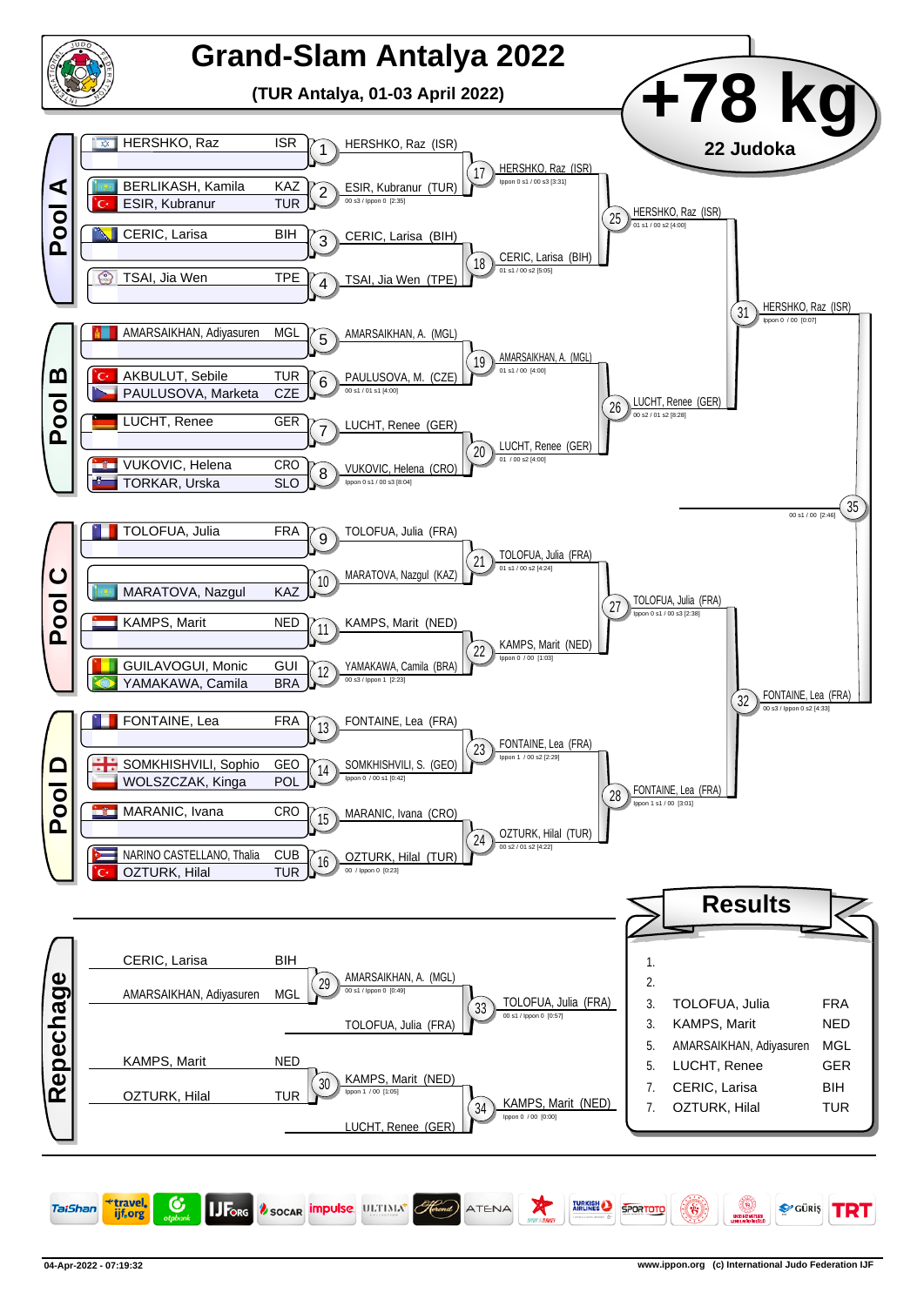# Grand-Slam Antalya 2022

**(TUR Antalya, 01-03 April 2022)**

## +78 kg

**22 Judoka**

## Pool A

| Athlete | Nation |
|---|---|
| HERSHKO, Raz | ISR |
| BERLIKASH, Kamila | KAZ |
| ESIR, Kubranur | TUR |
| CERIC, Larisa | BIH |
| TSAI, Jia Wen | TPE |

- 1: HERSHKO, Raz (ISR)
- 2: ESIR, Kubranur (TUR) — 00 s3 / Ippon 0 [2:35]
- 3: CERIC, Larisa (BIH)
- 4: TSAI, Jia Wen (TPE)
- 17: HERSHKO, Raz (ISR) — Ippon 0 s1 / 00 s3 [3:31]
- 18: CERIC, Larisa (BIH) — 01 s1 / 00 s2 [5:05]
- 25: HERSHKO, Raz (ISR) — 01 s1 / 00 s2 [4:00]

## Pool B

| Athlete | Nation |
|---|---|
| AMARSAIKHAN, Adiyasuren | MGL |
| AKBULUT, Sebile | TUR |
| PAULUSOVA, Marketa | CZE |
| LUCHT, Renee | GER |
| VUKOVIC, Helena | CRO |
| TORKAR, Urska | SLO |

- 5: AMARSAIKHAN, A. (MGL)
- 6: PAULUSOVA, M. (CZE) — 00 s1 / 01 s1 [4:00]
- 7: LUCHT, Renee (GER)
- 8: VUKOVIC, Helena (CRO) — Ippon 0 s1 / 00 s3 [8:04]
- 19: AMARSAIKHAN, A. (MGL) — 01 s1 / 00 [4:00]
- 20: LUCHT, Renee (GER) — 01 / 00 s2 [4:00]
- 26: LUCHT, Renee (GER) — 00 s2 / 01 s2 [8:28]
- 31: HERSHKO, Raz (ISR) — Ippon 0 / 00 [0:07]

## Pool C

| Athlete | Nation |
|---|---|
| TOLOFUA, Julia | FRA |
| MARATOVA, Nazgul | KAZ |
| KAMPS, Marit | NED |
| GUILAVOGUI, Monic | GUI |
| YAMAKAWA, Camila | BRA |

- 9: TOLOFUA, Julia (FRA)
- 10: MARATOVA, Nazgul (KAZ)
- 11: KAMPS, Marit (NED)
- 12: YAMAKAWA, Camila (BRA) — 00 s3 / Ippon 1 [2:23]
- 21: TOLOFUA, Julia (FRA) — 01 s1 / 00 s2 [4:24]
- 22: KAMPS, Marit (NED) — Ippon 0 / 00 [1:03]
- 27: TOLOFUA, Julia (FRA) — Ippon 0 s1 / 00 s3 [2:38]

## Pool D

| Athlete | Nation |
|---|---|
| FONTAINE, Lea | FRA |
| SOMKHISHVILI, Sophio | GEO |
| WOLSZCZAK, Kinga | POL |
| MARANIC, Ivana | CRO |
| NARINO CASTELLANO, Thalia | CUB |
| OZTURK, Hilal | TUR |

- 13: FONTAINE, Lea (FRA)
- 14: SOMKHISHVILI, S. (GEO) — Ippon 0 / 00 s1 [0:42]
- 15: MARANIC, Ivana (CRO)
- 16: OZTURK, Hilal (TUR) — 00 / Ippon 0 [0:23]
- 23: FONTAINE, Lea (FRA) — Ippon 1 / 00 s2 [2:29]
- 24: OZTURK, Hilal (TUR) — 00 s2 / 01 s2 [4:22]
- 28: FONTAINE, Lea (FRA) — Ippon 1 s1 / 00 [3:01]
- 32: FONTAINE, Lea (FRA) — 00 s3 / Ippon 0 s2 [4:33]

## Final

- 35: 00 s1 / 00 [2:46]

## Repechage

| Athlete | Nation |
|---|---|
| CERIC, Larisa | BIH |
| AMARSAIKHAN, Adiyasuren | MGL |
| KAMPS, Marit | NED |
| OZTURK, Hilal | TUR |

- 29: AMARSAIKHAN, A. (MGL) — 00 s1 / Ippon 0 [0:49]
- 33: TOLOFUA, Julia (FRA) — 00 s1 / Ippon 0 [0:57] (vs. TOLOFUA, Julia (FRA))
- 30: KAMPS, Marit (NED) — Ippon 1 / 00 [1:05]
- 34: KAMPS, Marit (NED) — Ippon 0 / 00 [0:00] (vs. LUCHT, Renee (GER))

## Results

| Place | Athlete | Nation |
|---|---|---|
| 1. | | |
| 2. | | |
| 3. | TOLOFUA, Julia | FRA |
| 3. | KAMPS, Marit | NED |
| 5. | AMARSAIKHAN, Adiyasuren | MGL |
| 5. | LUCHT, Renee | GER |
| 7. | CERIC, Larisa | BIH |
| 7. | OZTURK, Hilal | TUR |

04-Apr-2022 - 07:19:32

www.ippon.org (c) International Judo Federation IJF